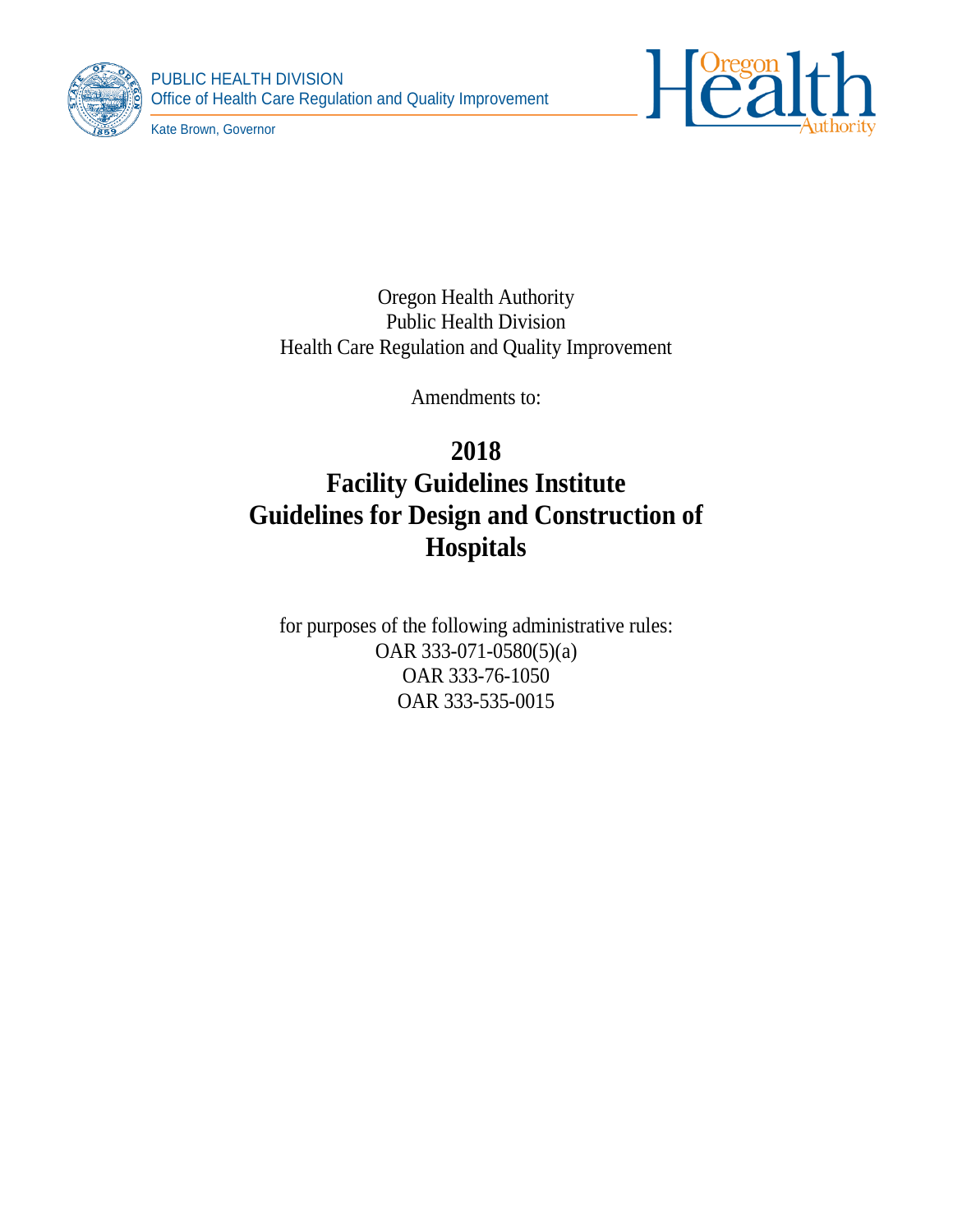PUBLIC HEALTH DIVISION
Office of Health Care Regulation and Quality Improvement

Kate Brown, Governor

Oregon Health Authority
Public Health Division
Health Care Regulation and Quality Improvement

Amendments to:

# 2018
# Facility Guidelines Institute
# Guidelines for Design and Construction of Hospitals

for purposes of the following administrative rules:
OAR 333-071-0580(5)(a)
OAR 333-76-1050
OAR 333-535-0015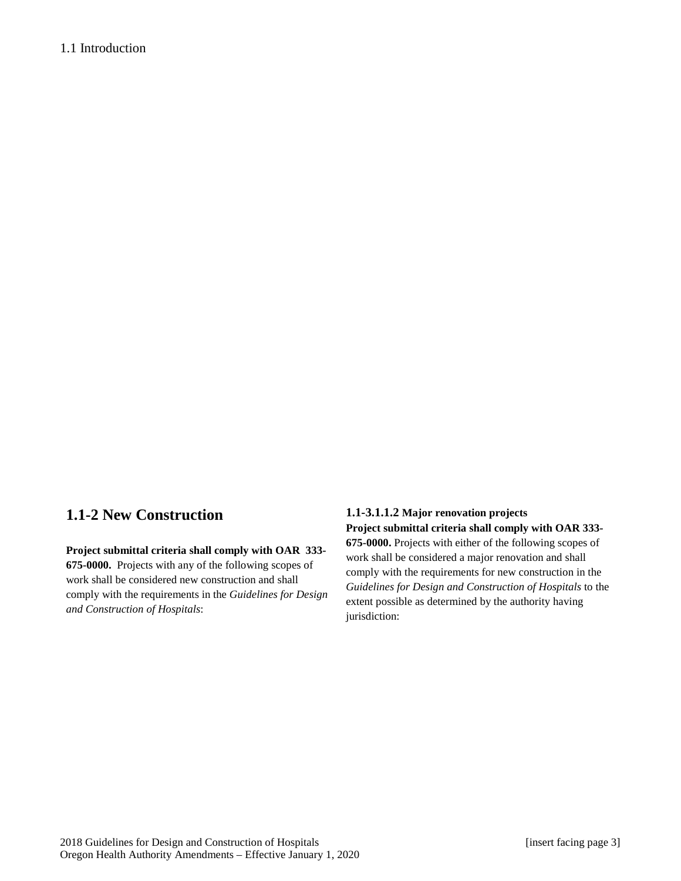1.1 Introduction

## 1.1-2 New Construction

**Project submittal criteria shall comply with OAR 333-675-0000.** Projects with any of the following scopes of work shall be considered new construction and shall comply with the requirements in the *Guidelines for Design and Construction of Hospitals*:

**1.1-3.1.1.2 Major renovation projects**

**Project submittal criteria shall comply with OAR 333-675-0000.** Projects with either of the following scopes of work shall be considered a major renovation and shall comply with the requirements for new construction in the *Guidelines for Design and Construction of Hospitals* to the extent possible as determined by the authority having jurisdiction: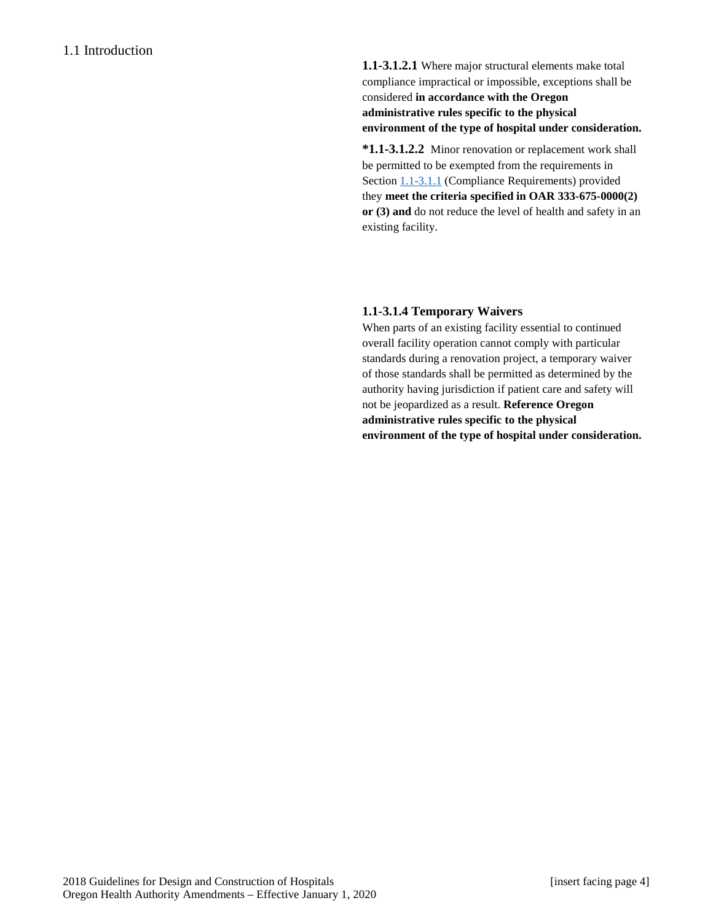# 1.1 Introduction

**1.1-3.1.2.1** Where major structural elements make total compliance impractical or impossible, exceptions shall be considered **in accordance with the Oregon administrative rules specific to the physical environment of the type of hospital under consideration.**

***1.1-3.1.2.2** Minor renovation or replacement work shall be permitted to be exempted from the requirements in Section 1.1-3.1.1 (Compliance Requirements) provided they **meet the criteria specified in OAR 333-675-0000(2) or (3) and** do not reduce the level of health and safety in an existing facility.

### 1.1-3.1.4 Temporary Waivers

When parts of an existing facility essential to continued overall facility operation cannot comply with particular standards during a renovation project, a temporary waiver of those standards shall be permitted as determined by the authority having jurisdiction if patient care and safety will not be jeopardized as a result. **Reference Oregon administrative rules specific to the physical environment of the type of hospital under consideration.**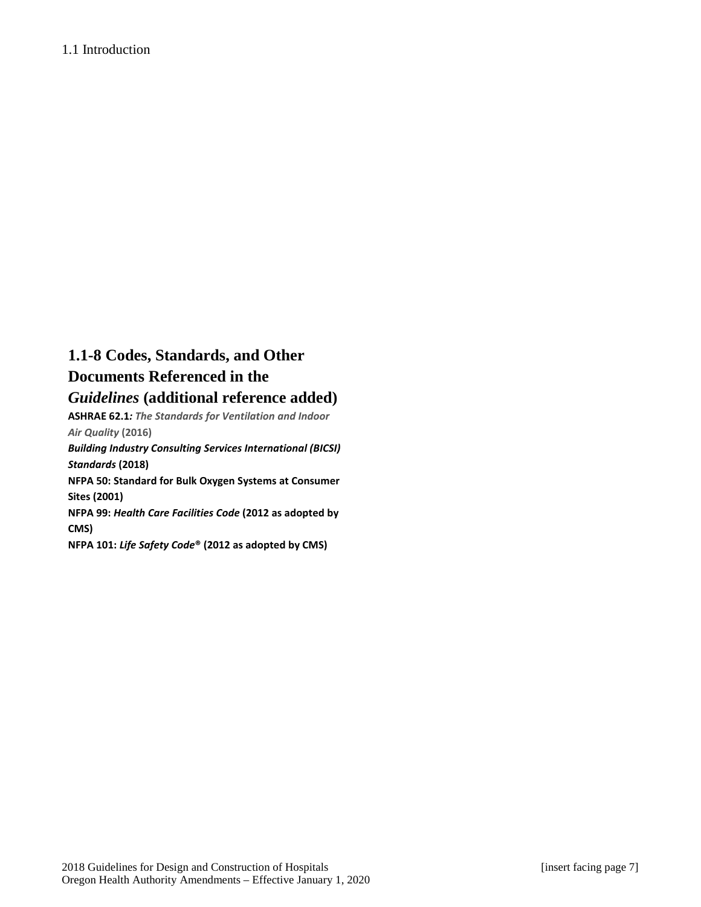## 1.1-8 Codes, Standards, and Other Documents Referenced in the *Guidelines* (additional reference added)

**ASHRAE 62.1*: The Standards for Ventilation and Indoor Air Quality* (2016)**

***Building Industry Consulting Services International (BICSI) Standards* (2018)**

**NFPA 50: Standard for Bulk Oxygen Systems at Consumer Sites (2001)**

**NFPA 99: *Health Care Facilities Code* (2012 as adopted by CMS)**

**NFPA 101: *Life Safety Code*® (2012 as adopted by CMS)**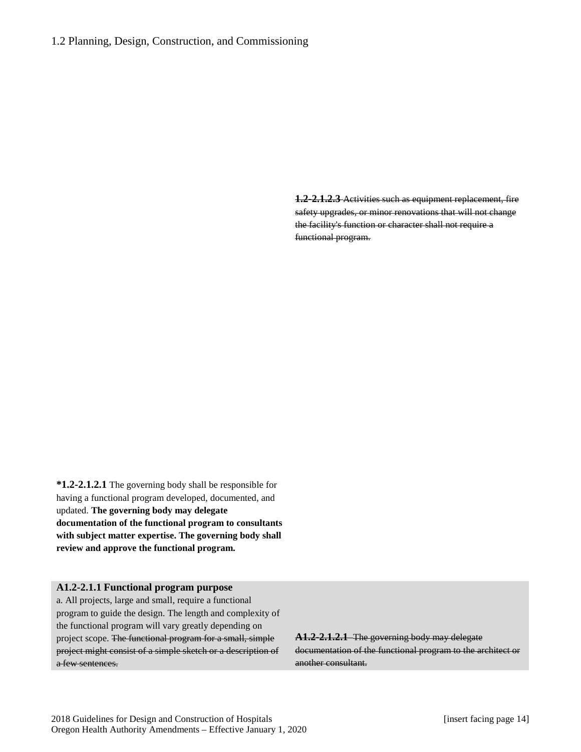# 1.2 Planning, Design, Construction, and Commissioning

~~**1.2-2.1.2.3** Activities such as equipment replacement, fire safety upgrades, or minor renovations that will not change the facility's function or character shall not require a functional program.~~

***1.2-2.1.2.1** The governing body shall be responsible for having a functional program developed, documented, and updated. **The governing body may delegate documentation of the functional program to consultants with subject matter expertise. The governing body shall review and approve the functional program.**

**A1.2-2.1.1 Functional program purpose**

a. All projects, large and small, require a functional program to guide the design. The length and complexity of the functional program will vary greatly depending on project scope. ~~The functional program for a small, simple project might consist of a simple sketch or a description of a few sentences.~~

~~**A1.2-2.1.2.1** The governing body may delegate documentation of the functional program to the architect or another consultant.~~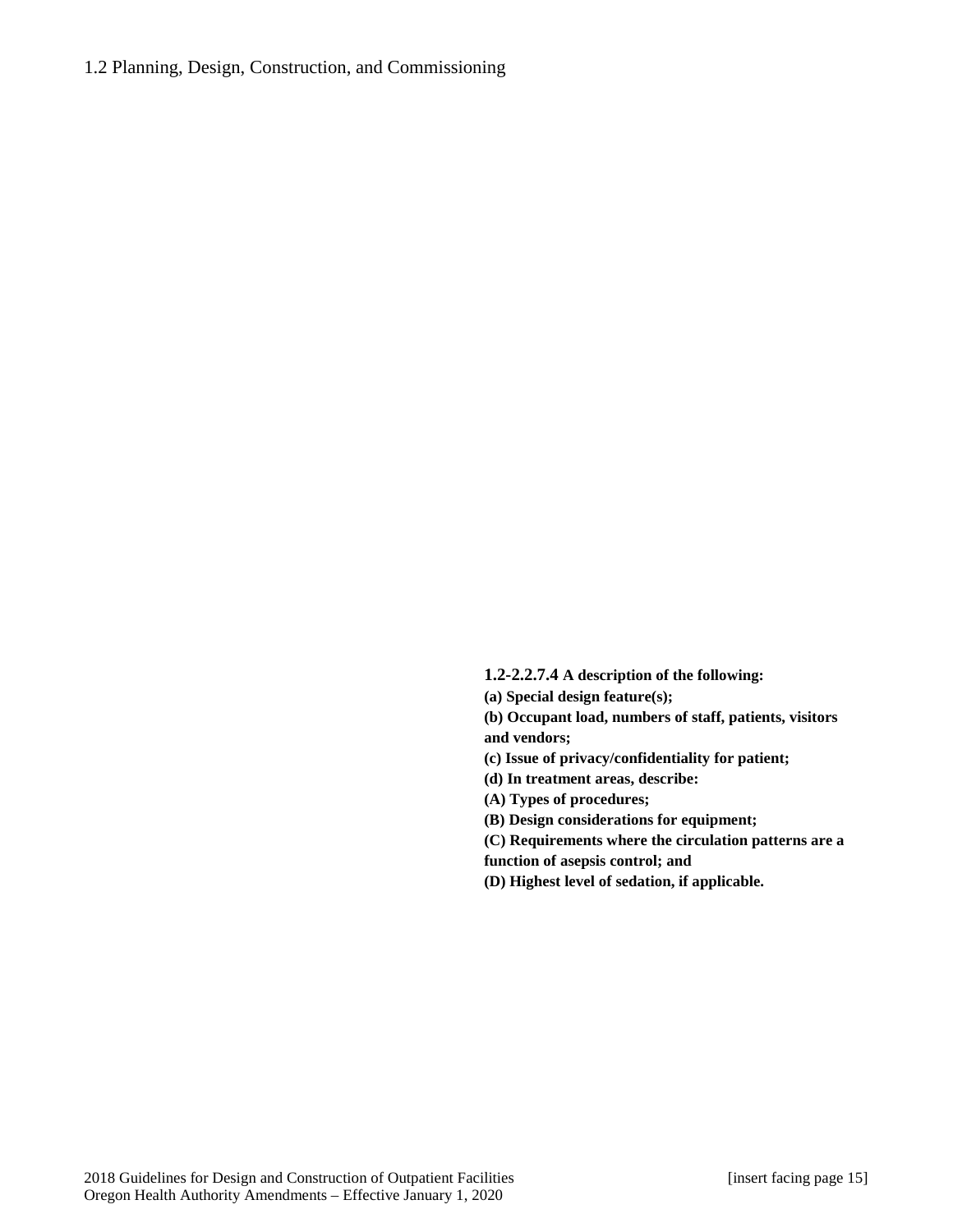**1.2-2.2.7.4 A description of the following:**

**(a) Special design feature(s);**

**(b) Occupant load, numbers of staff, patients, visitors and vendors;**

**(c) Issue of privacy/confidentiality for patient;**

**(d) In treatment areas, describe:**

**(A) Types of procedures;**

**(B) Design considerations for equipment;**

**(C) Requirements where the circulation patterns are a function of asepsis control; and**

**(D) Highest level of sedation, if applicable.**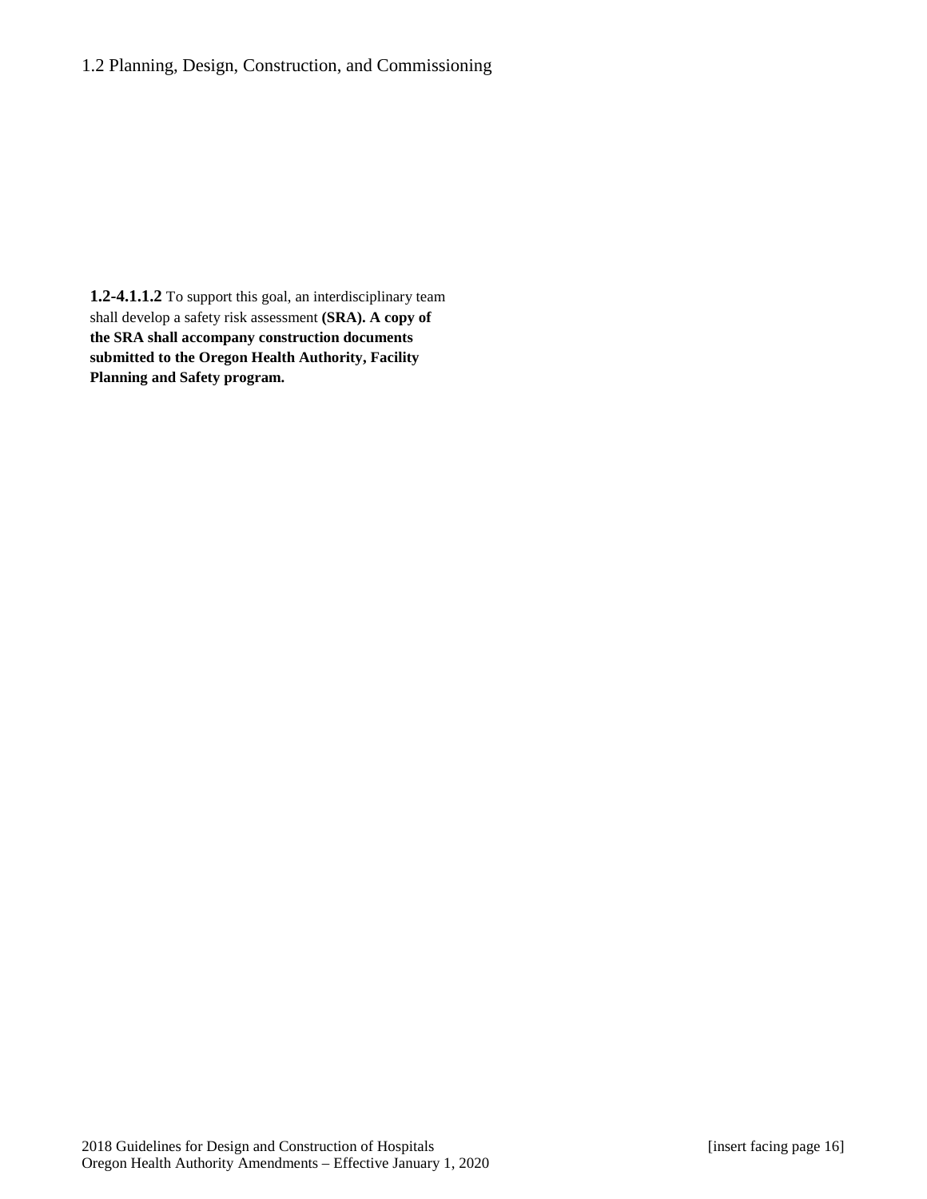**1.2-4.1.1.2** To support this goal, an interdisciplinary team shall develop a safety risk assessment **(SRA). A copy of the SRA shall accompany construction documents submitted to the Oregon Health Authority, Facility Planning and Safety program.**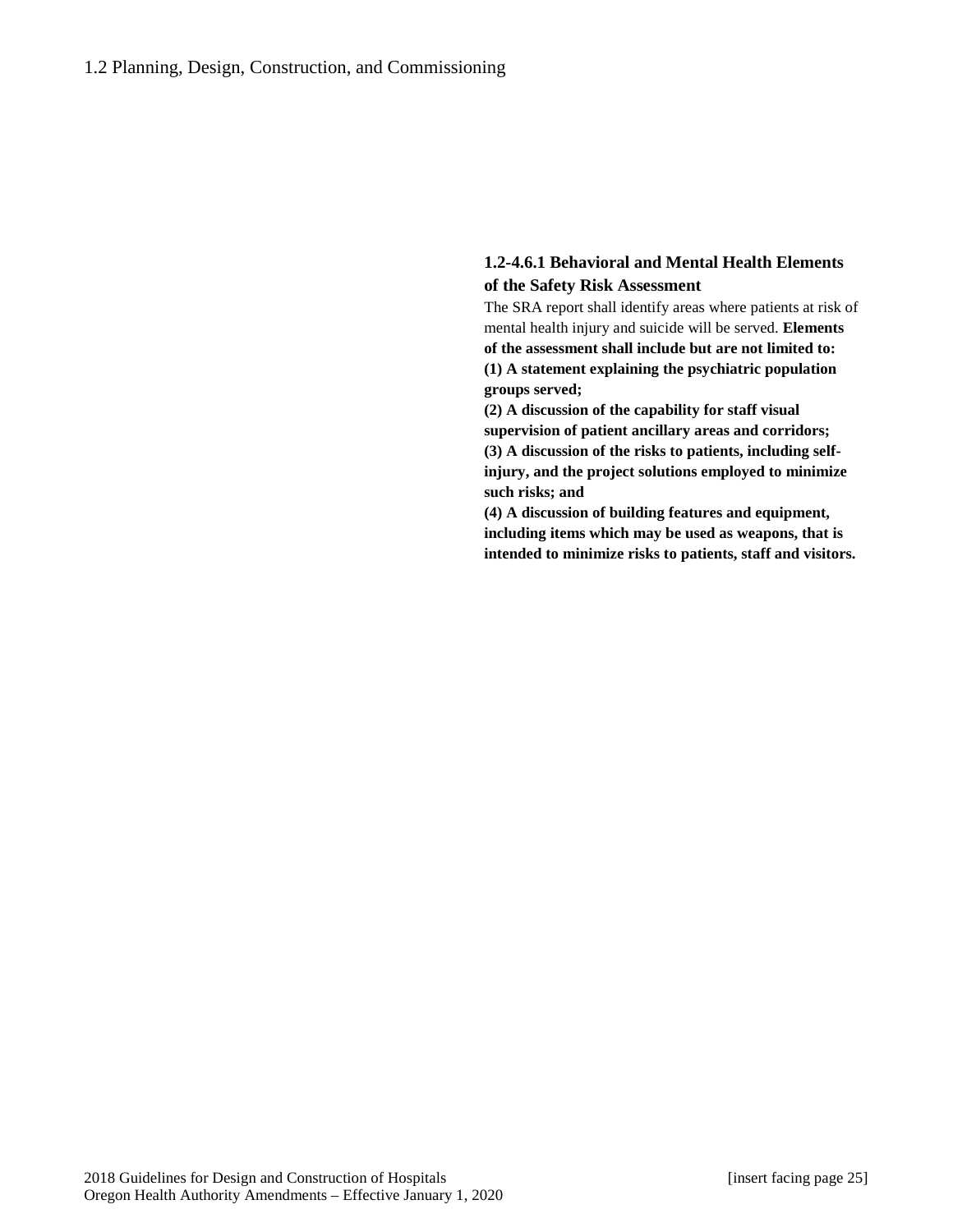### 1.2-4.6.1 Behavioral and Mental Health Elements of the Safety Risk Assessment

The SRA report shall identify areas where patients at risk of mental health injury and suicide will be served. **Elements of the assessment shall include but are not limited to:**

**(1) A statement explaining the psychiatric population groups served;**

**(2) A discussion of the capability for staff visual supervision of patient ancillary areas and corridors;**

**(3) A discussion of the risks to patients, including self-injury, and the project solutions employed to minimize such risks; and**

**(4) A discussion of building features and equipment, including items which may be used as weapons, that is intended to minimize risks to patients, staff and visitors.**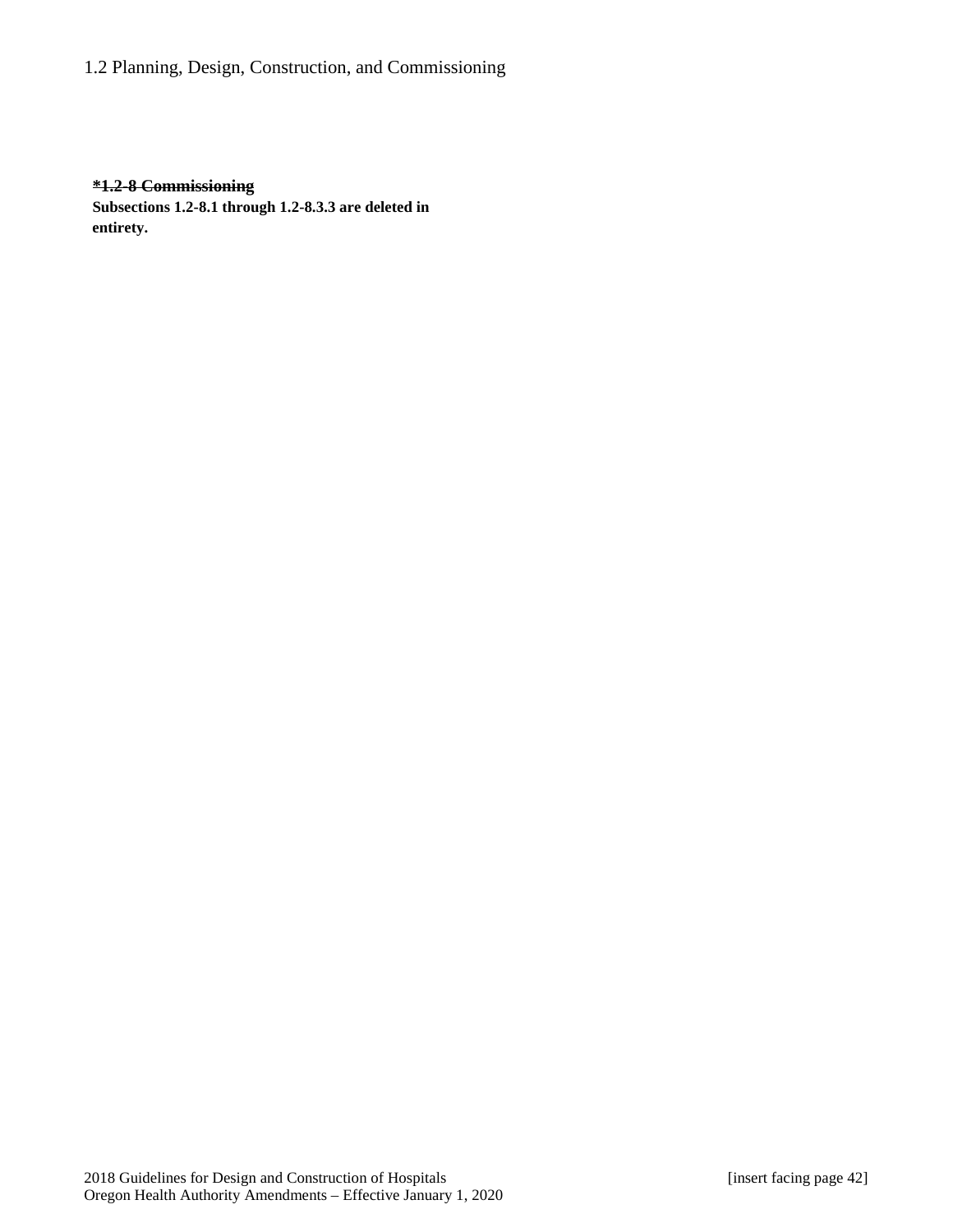**~~*1.2-8 Commissioning~~**

**Subsections 1.2-8.1 through 1.2-8.3.3 are deleted in entirety.**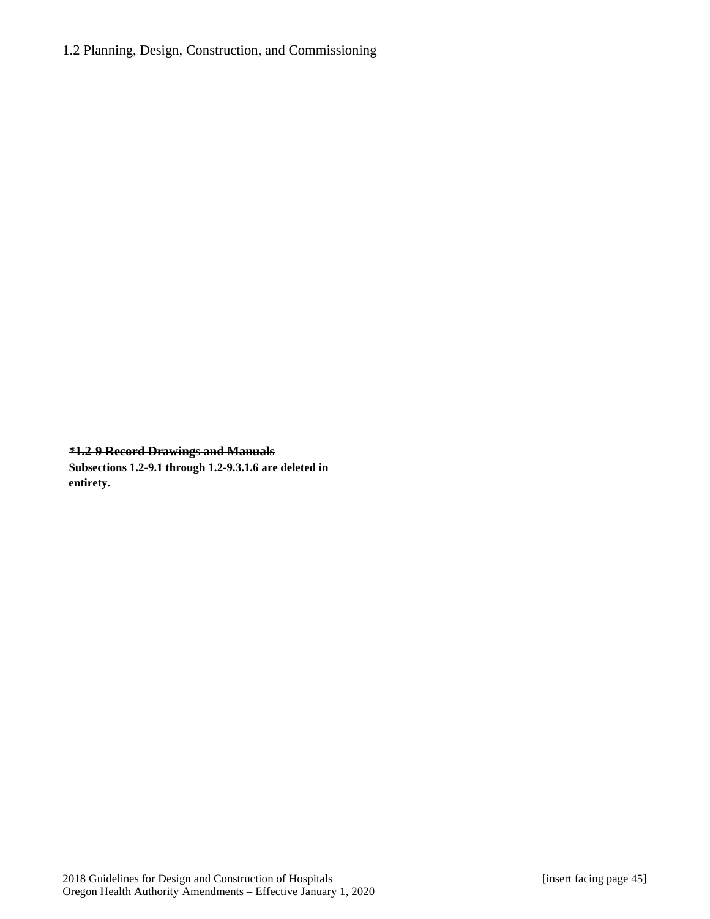~~**\*1.2-9 Record Drawings and Manuals**~~

**Subsections 1.2-9.1 through 1.2-9.3.1.6 are deleted in entirety.**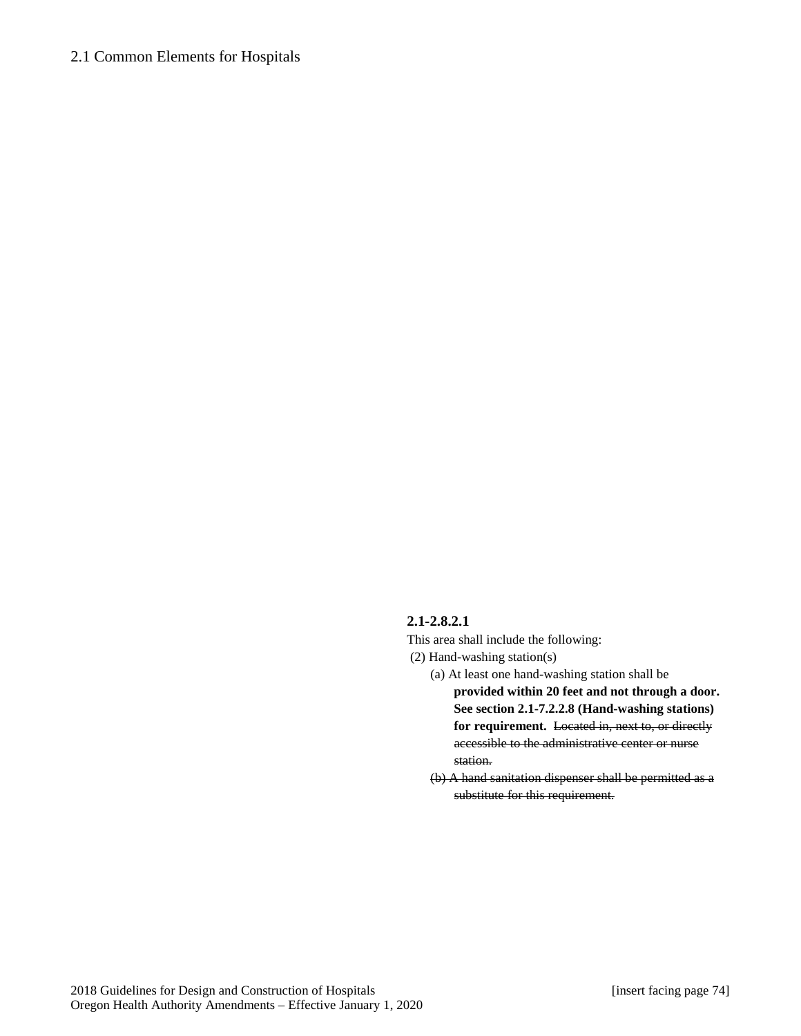**2.1-2.8.2.1**

This area shall include the following:

(2) Hand-washing station(s)

- (a) At least one hand-washing station shall be **provided within 20 feet and not through a door. See section 2.1-7.2.2.8 (Hand-washing stations) for requirement.** ~~Located in, next to, or directly accessible to the administrative center or nurse station.~~
- ~~(b) A hand sanitation dispenser shall be permitted as a substitute for this requirement.~~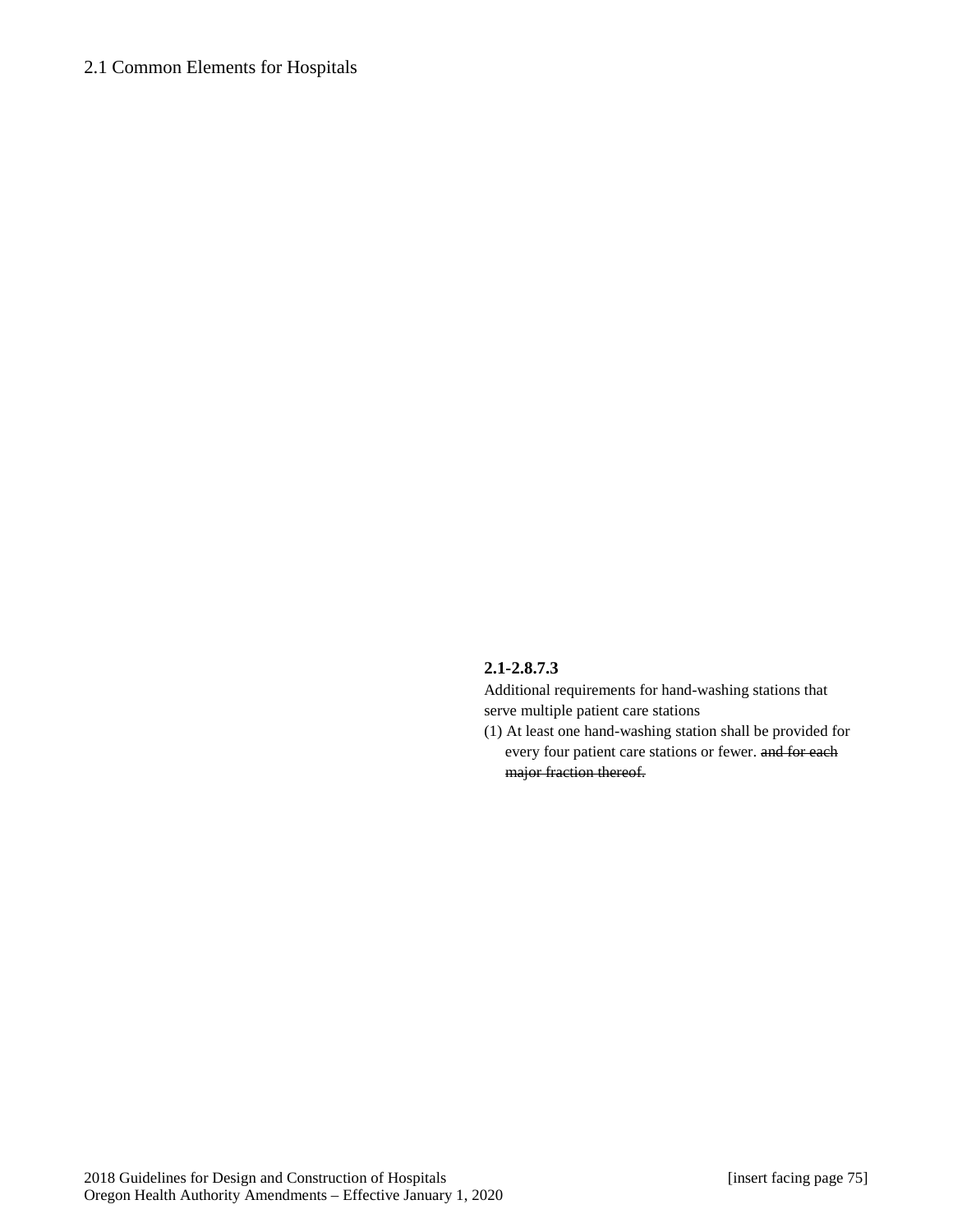**2.1-2.8.7.3**

Additional requirements for hand-washing stations that serve multiple patient care stations

(1) At least one hand-washing station shall be provided for every four patient care stations or fewer. ~~and for each major fraction thereof.~~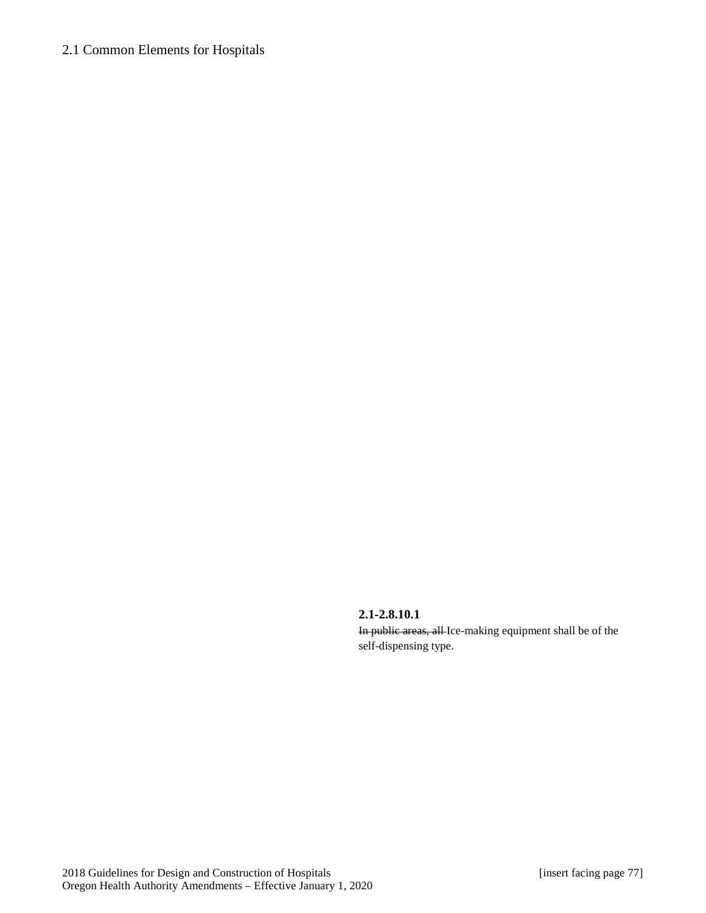**2.1-2.8.10.1**

~~In public areas, all~~ Ice-making equipment shall be of the self-dispensing type.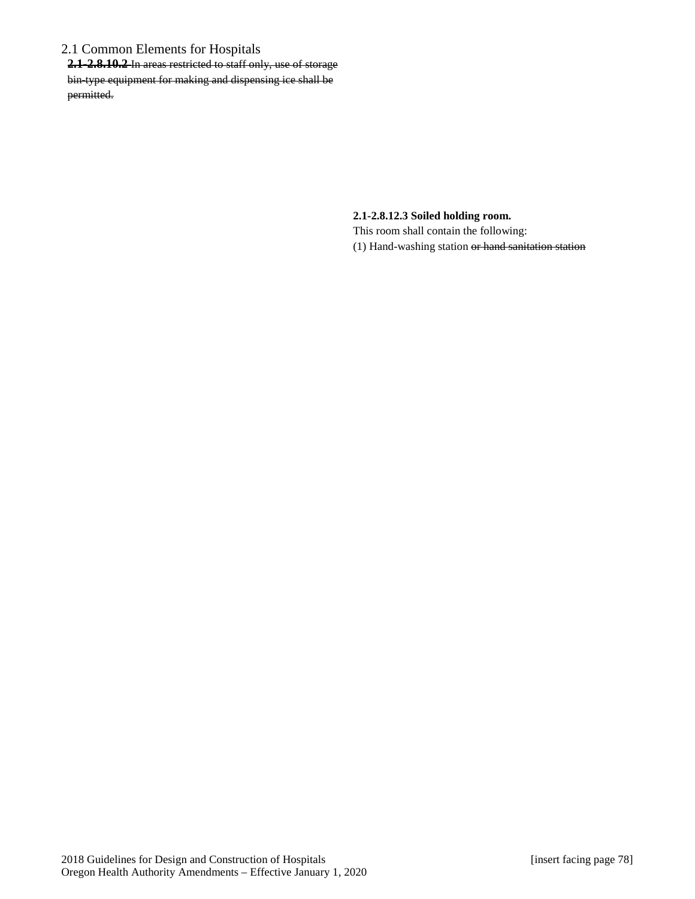# 2.1 Common Elements for Hospitals

~~**2.1-2.8.10.2** In areas restricted to staff only, use of storage bin-type equipment for making and dispensing ice shall be permitted.~~

**2.1-2.8.12.3 Soiled holding room.**

This room shall contain the following:

(1) Hand-washing station ~~or hand sanitation station~~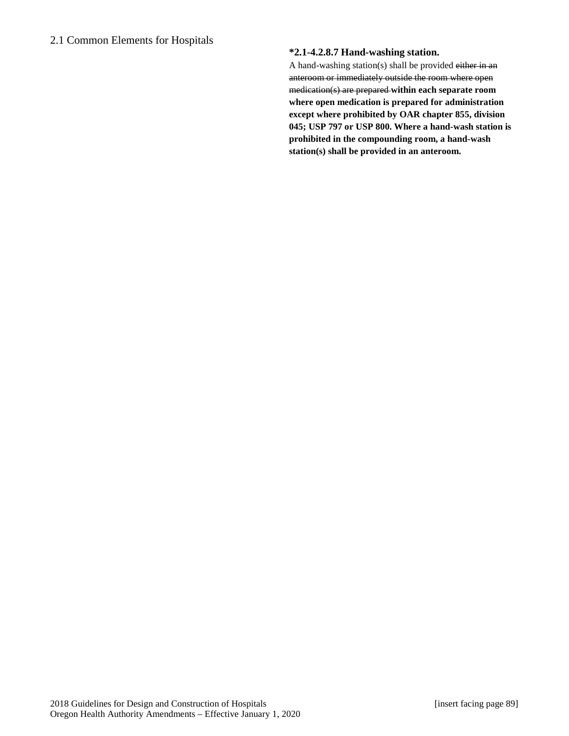**\*2.1-4.2.8.7 Hand-washing station.**

A hand-washing station(s) shall be provided ~~either in an anteroom or immediately outside the room where open medication(s) are prepared~~ **within each separate room where open medication is prepared for administration except where prohibited by OAR chapter 855, division 045; USP 797 or USP 800. Where a hand-wash station is prohibited in the compounding room, a hand-wash station(s) shall be provided in an anteroom.**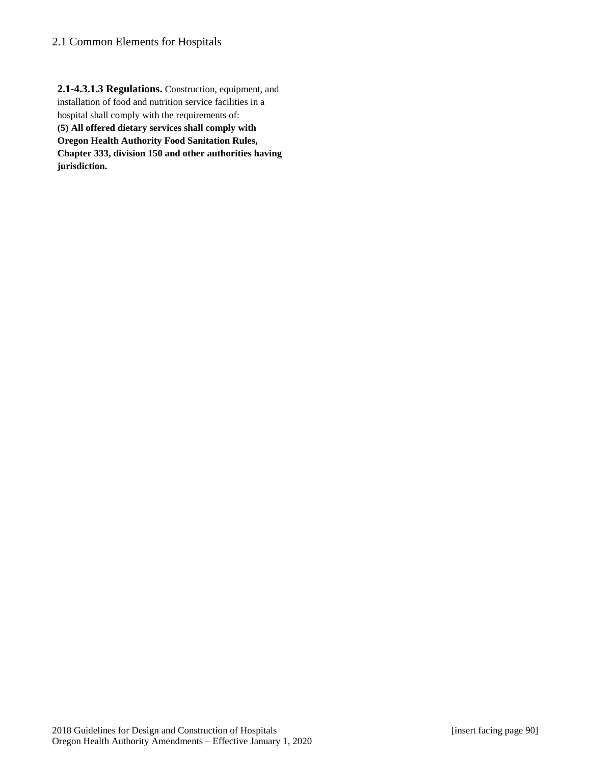**2.1-4.3.1.3 Regulations.** Construction, equipment, and installation of food and nutrition service facilities in a hospital shall comply with the requirements of:

**(5) All offered dietary services shall comply with Oregon Health Authority Food Sanitation Rules, Chapter 333, division 150 and other authorities having jurisdiction.**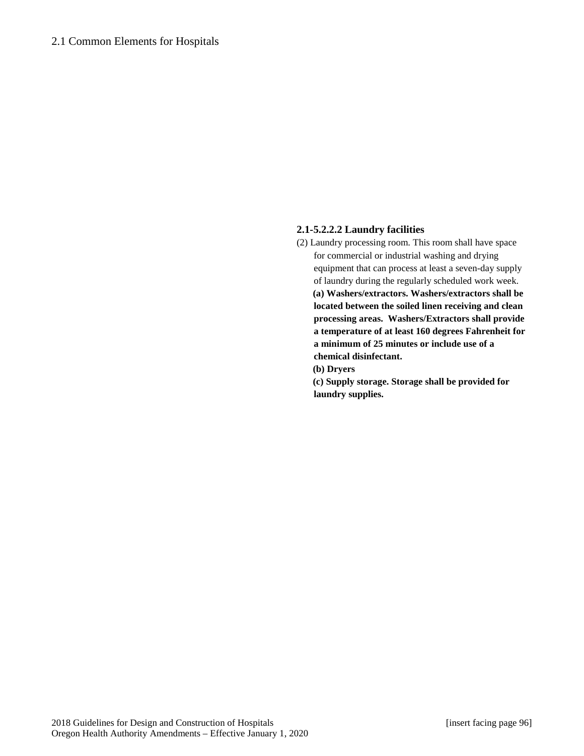**2.1-5.2.2.2 Laundry facilities**

(2) Laundry processing room. This room shall have space for commercial or industrial washing and drying equipment that can process at least a seven-day supply of laundry during the regularly scheduled work week.

**(a) Washers/extractors. Washers/extractors shall be located between the soiled linen receiving and clean processing areas. Washers/Extractors shall provide a temperature of at least 160 degrees Fahrenheit for a minimum of 25 minutes or include use of a chemical disinfectant.**

**(b) Dryers**

**(c) Supply storage. Storage shall be provided for laundry supplies.**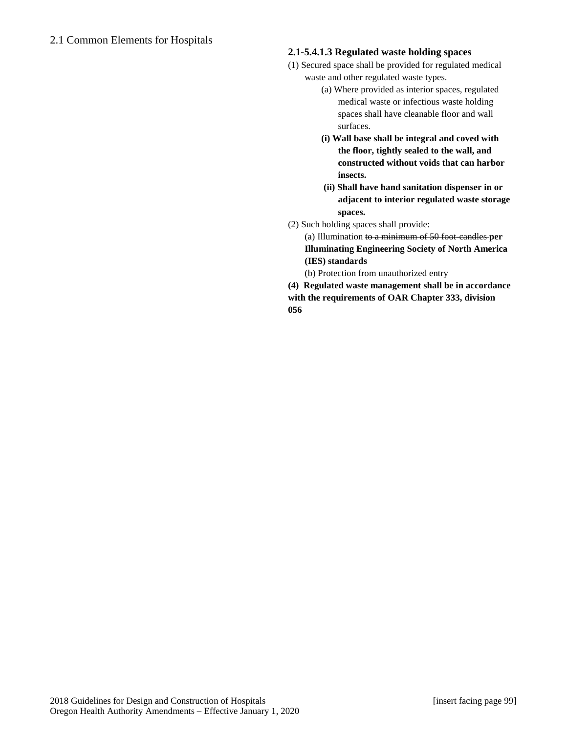**2.1-5.4.1.3 Regulated waste holding spaces**

(1) Secured space shall be provided for regulated medical waste and other regulated waste types.

(a) Where provided as interior spaces, regulated medical waste or infectious waste holding spaces shall have cleanable floor and wall surfaces.

**(i) Wall base shall be integral and coved with the floor, tightly sealed to the wall, and constructed without voids that can harbor insects.**

**(ii) Shall have hand sanitation dispenser in or adjacent to interior regulated waste storage spaces.**

(2) Such holding spaces shall provide:

(a) Illumination ~~to a minimum of 50 foot-candles~~ **per Illuminating Engineering Society of North America (IES) standards**

(b) Protection from unauthorized entry

**(4) Regulated waste management shall be in accordance with the requirements of OAR Chapter 333, division 056**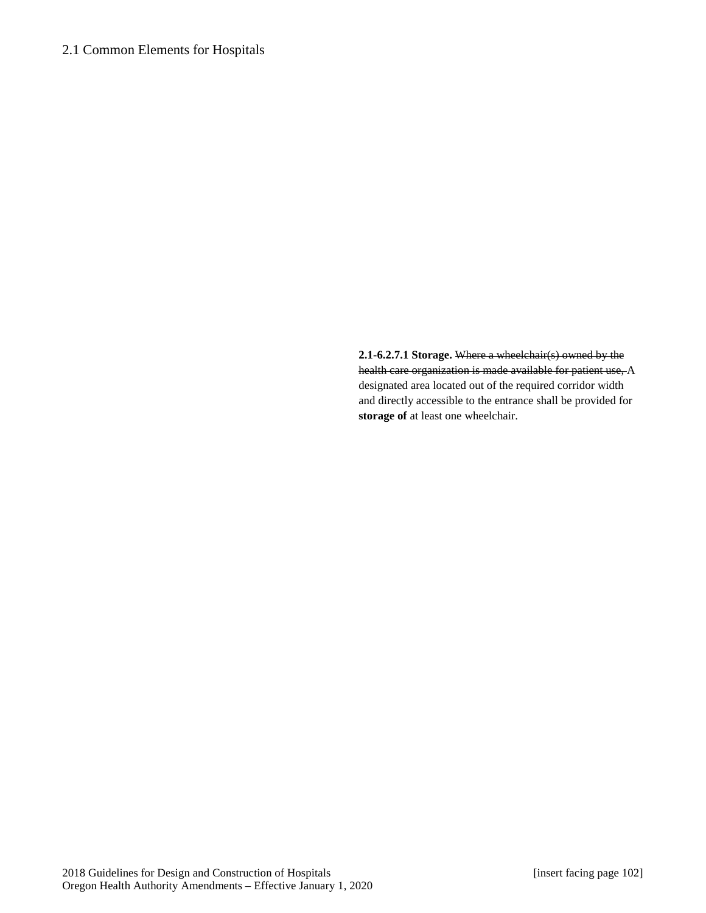**2.1-6.2.7.1 Storage.** ~~Where a wheelchair(s) owned by the health care organization is made available for patient use,~~ A designated area located out of the required corridor width and directly accessible to the entrance shall be provided for **storage of** at least one wheelchair.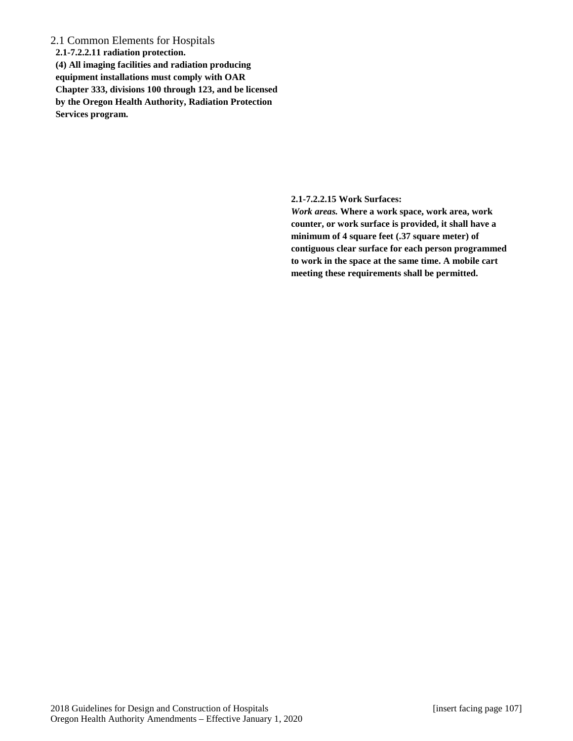## 2.1 Common Elements for Hospitals

**2.1-7.2.2.11 radiation protection.**

**(4) All imaging facilities and radiation producing equipment installations must comply with OAR Chapter 333, divisions 100 through 123, and be licensed by the Oregon Health Authority, Radiation Protection Services program.**

**2.1-7.2.2.15 Work Surfaces:**

***Work areas.* Where a work space, work area, work counter, or work surface is provided, it shall have a minimum of 4 square feet (.37 square meter) of contiguous clear surface for each person programmed to work in the space at the same time. A mobile cart meeting these requirements shall be permitted.**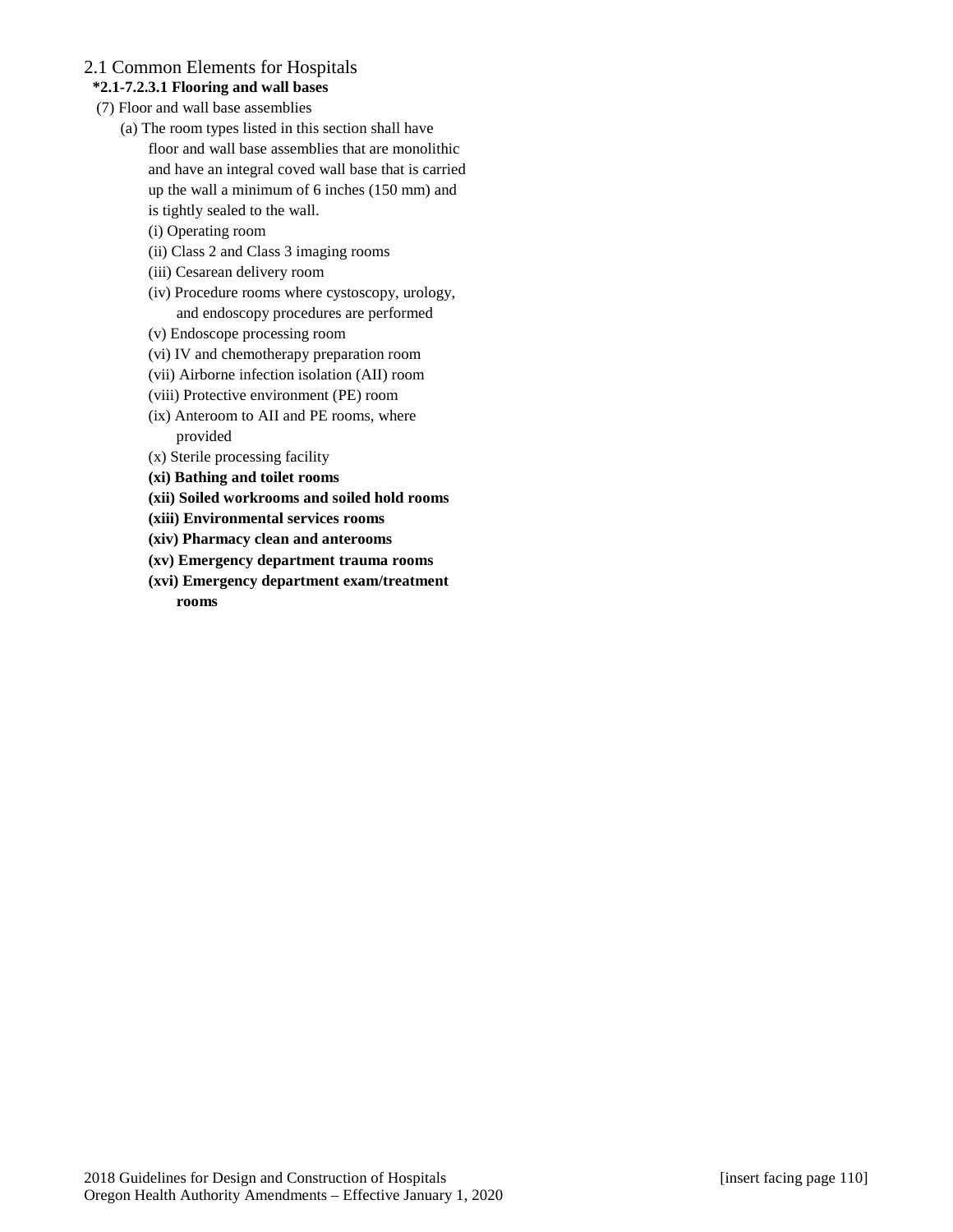## 2.1 Common Elements for Hospitals

**\*2.1-7.2.3.1 Flooring and wall bases**

(7) Floor and wall base assemblies

(a) The room types listed in this section shall have floor and wall base assemblies that are monolithic and have an integral coved wall base that is carried up the wall a minimum of 6 inches (150 mm) and is tightly sealed to the wall.

(i) Operating room

(ii) Class 2 and Class 3 imaging rooms

(iii) Cesarean delivery room

(iv) Procedure rooms where cystoscopy, urology, and endoscopy procedures are performed

(v) Endoscope processing room

(vi) IV and chemotherapy preparation room

(vii) Airborne infection isolation (AII) room

(viii) Protective environment (PE) room

(ix) Anteroom to AII and PE rooms, where provided

(x) Sterile processing facility

**(xi) Bathing and toilet rooms**

**(xii) Soiled workrooms and soiled hold rooms**

**(xiii) Environmental services rooms**

**(xiv) Pharmacy clean and anterooms**

**(xv) Emergency department trauma rooms**

**(xvi) Emergency department exam/treatment rooms**

2018 Guidelines for Design and Construction of Hospitals [insert facing page 110]
Oregon Health Authority Amendments – Effective January 1, 2020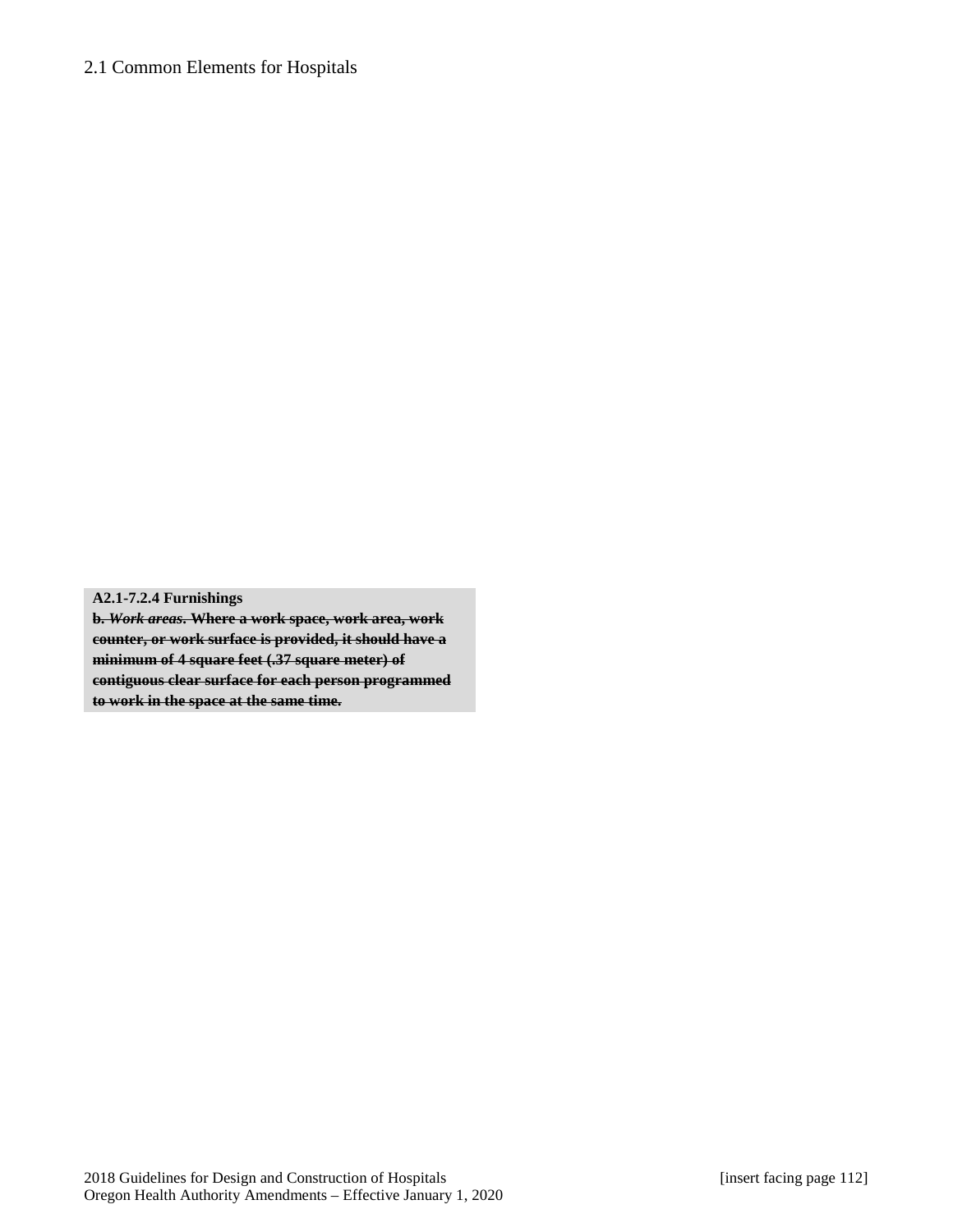**A2.1-7.2.4 Furnishings**

~~**b.** ***Work areas.*** **Where a work space, work area, work counter, or work surface is provided, it should have a minimum of 4 square feet (.37 square meter) of contiguous clear surface for each person programmed to work in the space at the same time.**~~

[insert facing page 112]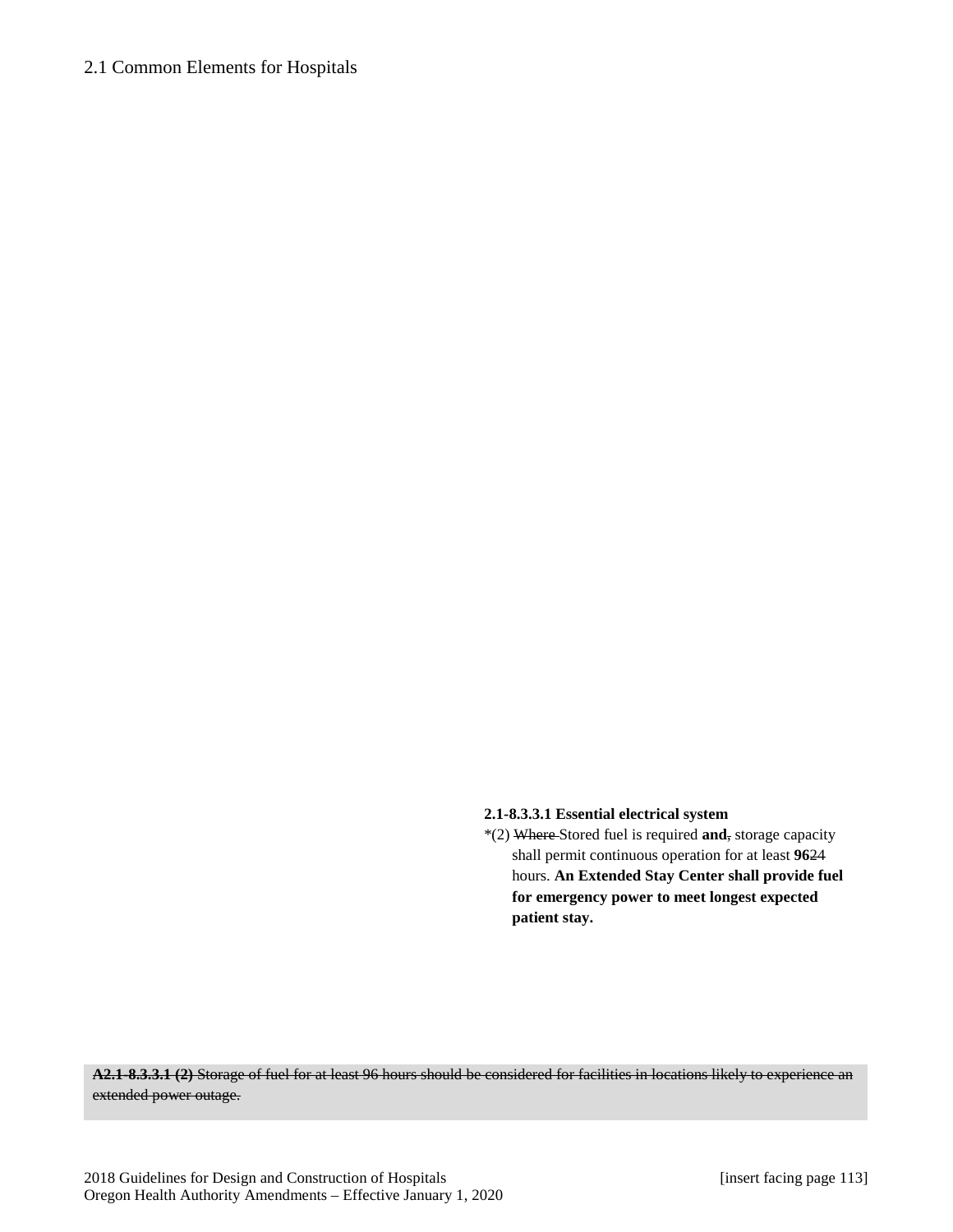## 2.1 Common Elements for Hospitals

**2.1-8.3.3.1 Essential electrical system**

*(2) ~~Where~~ Stored fuel is required **and**~~,~~ storage capacity shall permit continuous operation for at least **96**~~24~~ hours. **An Extended Stay Center shall provide fuel for emergency power to meet longest expected patient stay.**

~~**A2.1-8.3.3.1 (2)** Storage of fuel for at least 96 hours should be considered for facilities in locations likely to experience an extended power outage.~~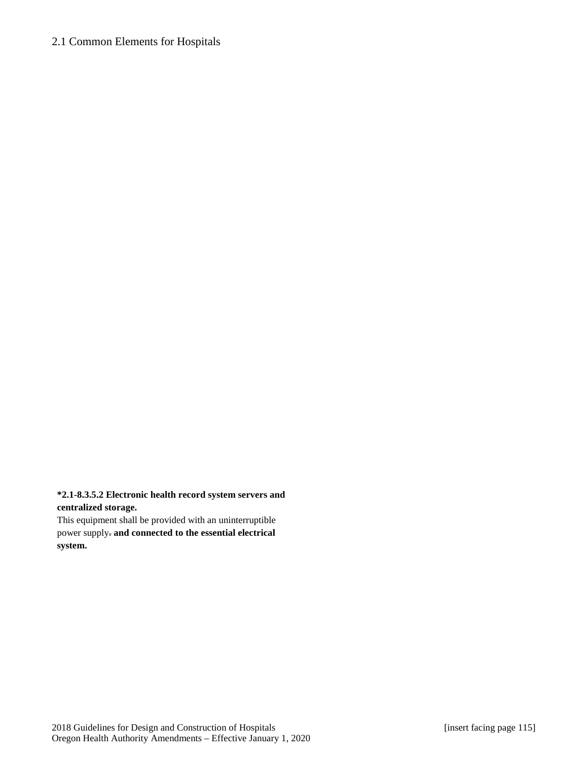**\*2.1-8.3.5.2 Electronic health record system servers and centralized storage.**

This equipment shall be provided with an uninterruptible power supply~~.~~ **and connected to the essential electrical system.**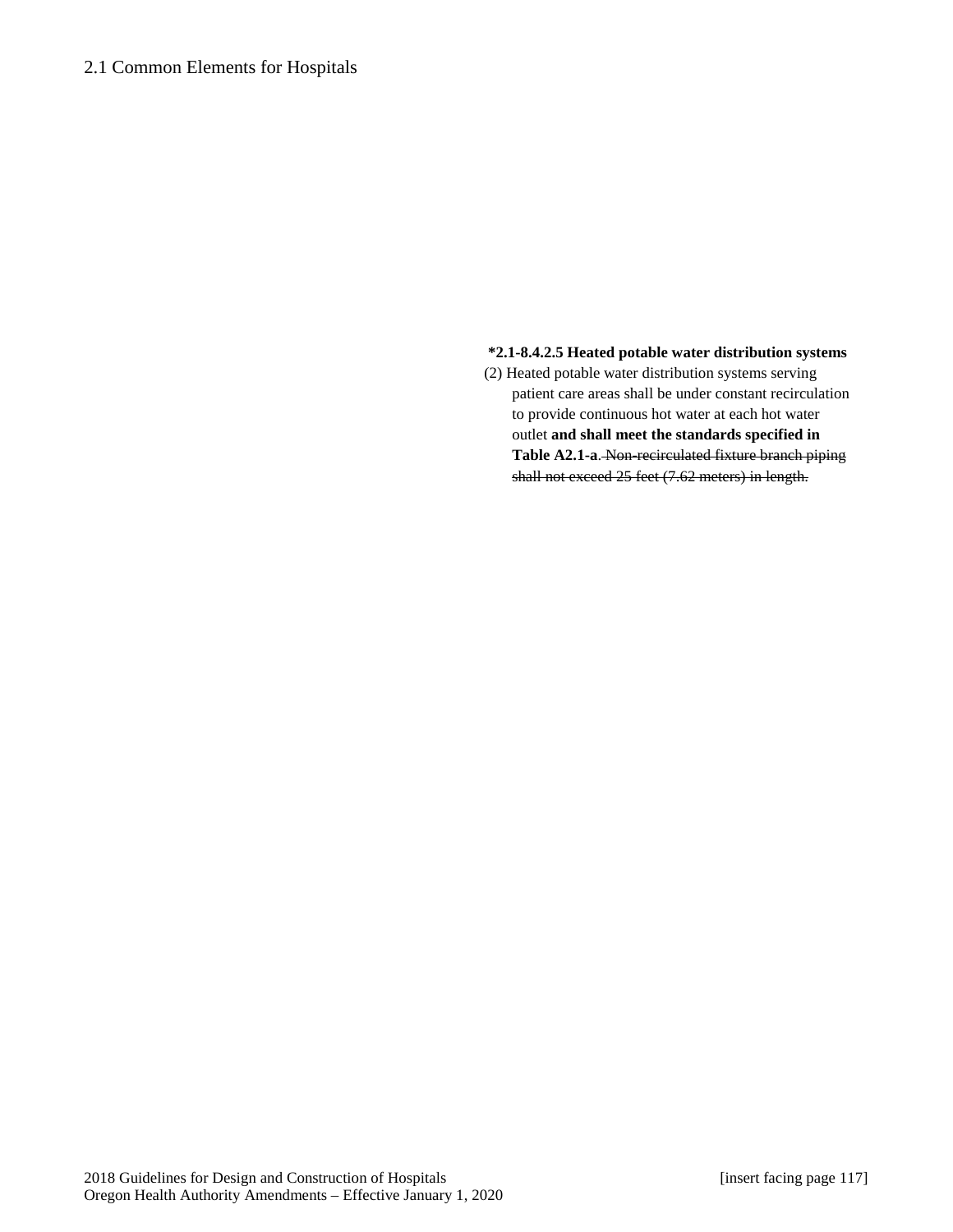**\*2.1-8.4.2.5 Heated potable water distribution systems**

(2) Heated potable water distribution systems serving patient care areas shall be under constant recirculation to provide continuous hot water at each hot water outlet **and shall meet the standards specified in Table A2.1-a**. ~~Non-recirculated fixture branch piping shall not exceed 25 feet (7.62 meters) in length.~~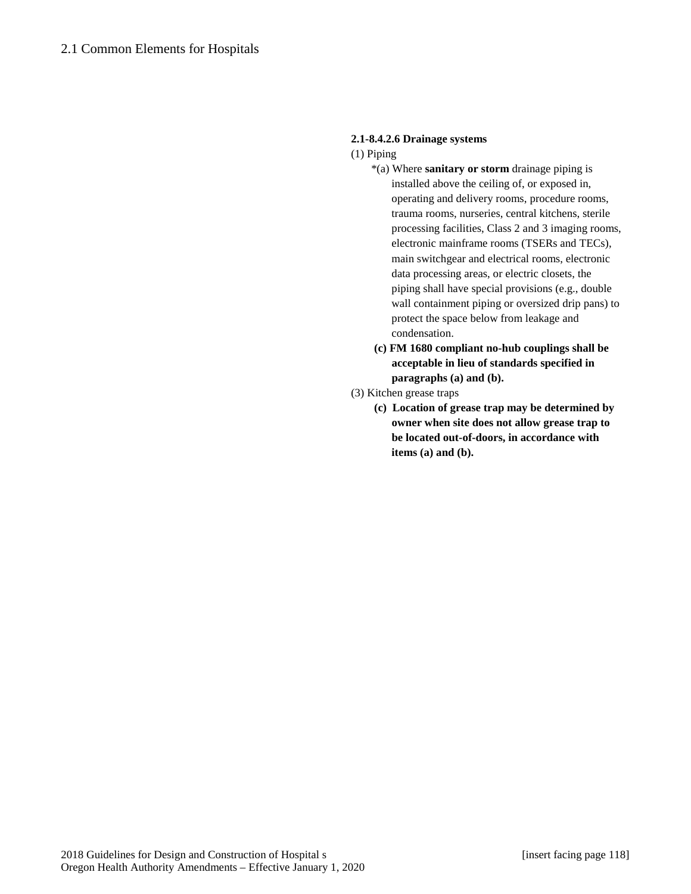**2.1-8.4.2.6 Drainage systems**

(1) Piping

*(a) Where **sanitary or storm** drainage piping is installed above the ceiling of, or exposed in, operating and delivery rooms, procedure rooms, trauma rooms, nurseries, central kitchens, sterile processing facilities, Class 2 and 3 imaging rooms, electronic mainframe rooms (TSERs and TECs), main switchgear and electrical rooms, electronic data processing areas, or electric closets, the piping shall have special provisions (e.g., double wall containment piping or oversized drip pans) to protect the space below from leakage and condensation.

**(c) FM 1680 compliant no-hub couplings shall be acceptable in lieu of standards specified in paragraphs (a) and (b).**

(3) Kitchen grease traps

**(c) Location of grease trap may be determined by owner when site does not allow grease trap to be located out-of-doors, in accordance with items (a) and (b).**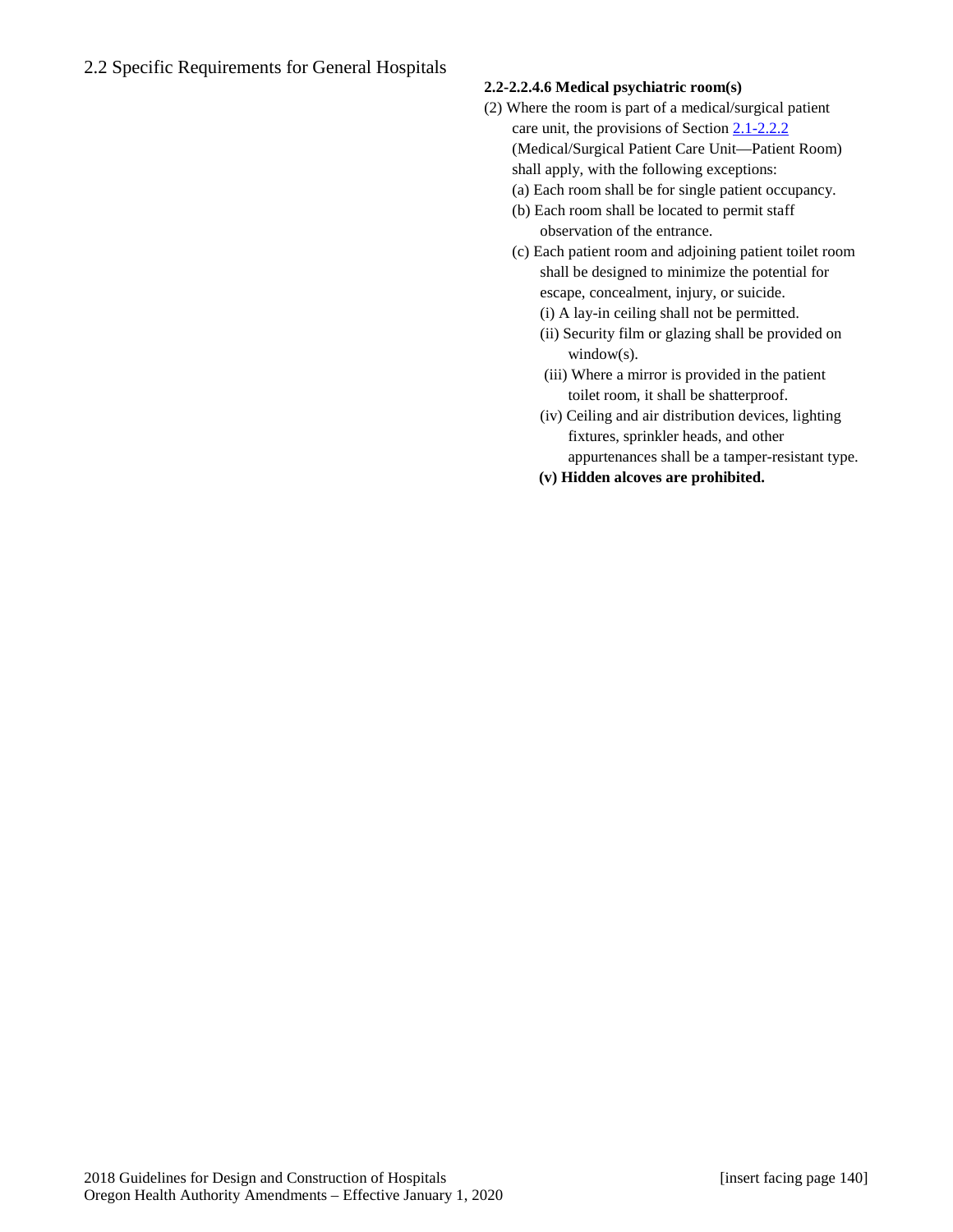## 2.2 Specific Requirements for General Hospitals

**2.2-2.2.4.6 Medical psychiatric room(s)**

(2) Where the room is part of a medical/surgical patient care unit, the provisions of Section 2.1-2.2.2 (Medical/Surgical Patient Care Unit—Patient Room) shall apply, with the following exceptions:

- (a) Each room shall be for single patient occupancy.
- (b) Each room shall be located to permit staff observation of the entrance.
- (c) Each patient room and adjoining patient toilet room shall be designed to minimize the potential for escape, concealment, injury, or suicide.
  - (i) A lay-in ceiling shall not be permitted.
  - (ii) Security film or glazing shall be provided on window(s).
  - (iii) Where a mirror is provided in the patient toilet room, it shall be shatterproof.
  - (iv) Ceiling and air distribution devices, lighting fixtures, sprinkler heads, and other appurtenances shall be a tamper-resistant type.
  - **(v) Hidden alcoves are prohibited.**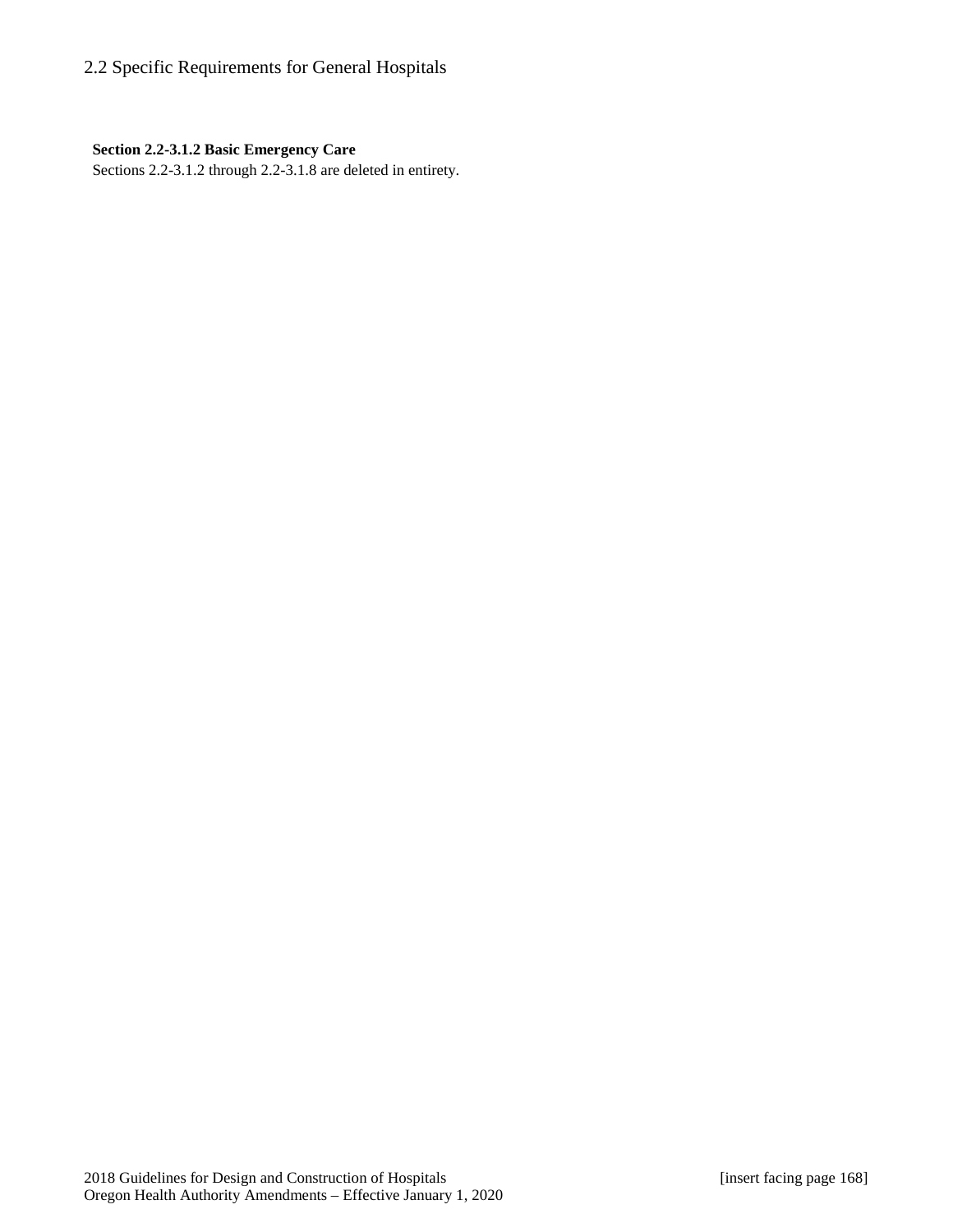## 2.2 Specific Requirements for General Hospitals

**Section 2.2-3.1.2 Basic Emergency Care**

Sections 2.2-3.1.2 through 2.2-3.1.8 are deleted in entirety.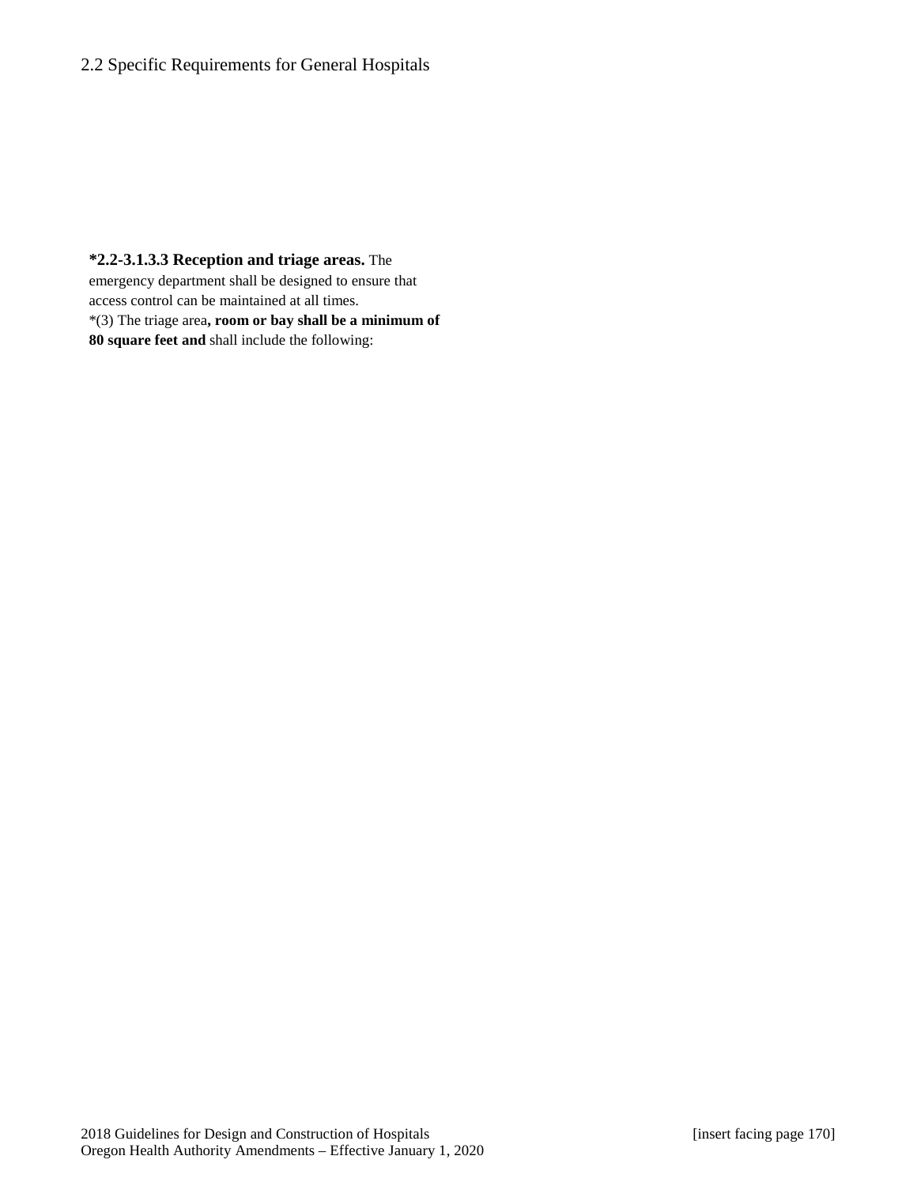**\*2.2-3.1.3.3 Reception and triage areas.** The emergency department shall be designed to ensure that access control can be maintained at all times.

\*(3) The triage area**, room or bay shall be a minimum of 80 square feet and** shall include the following: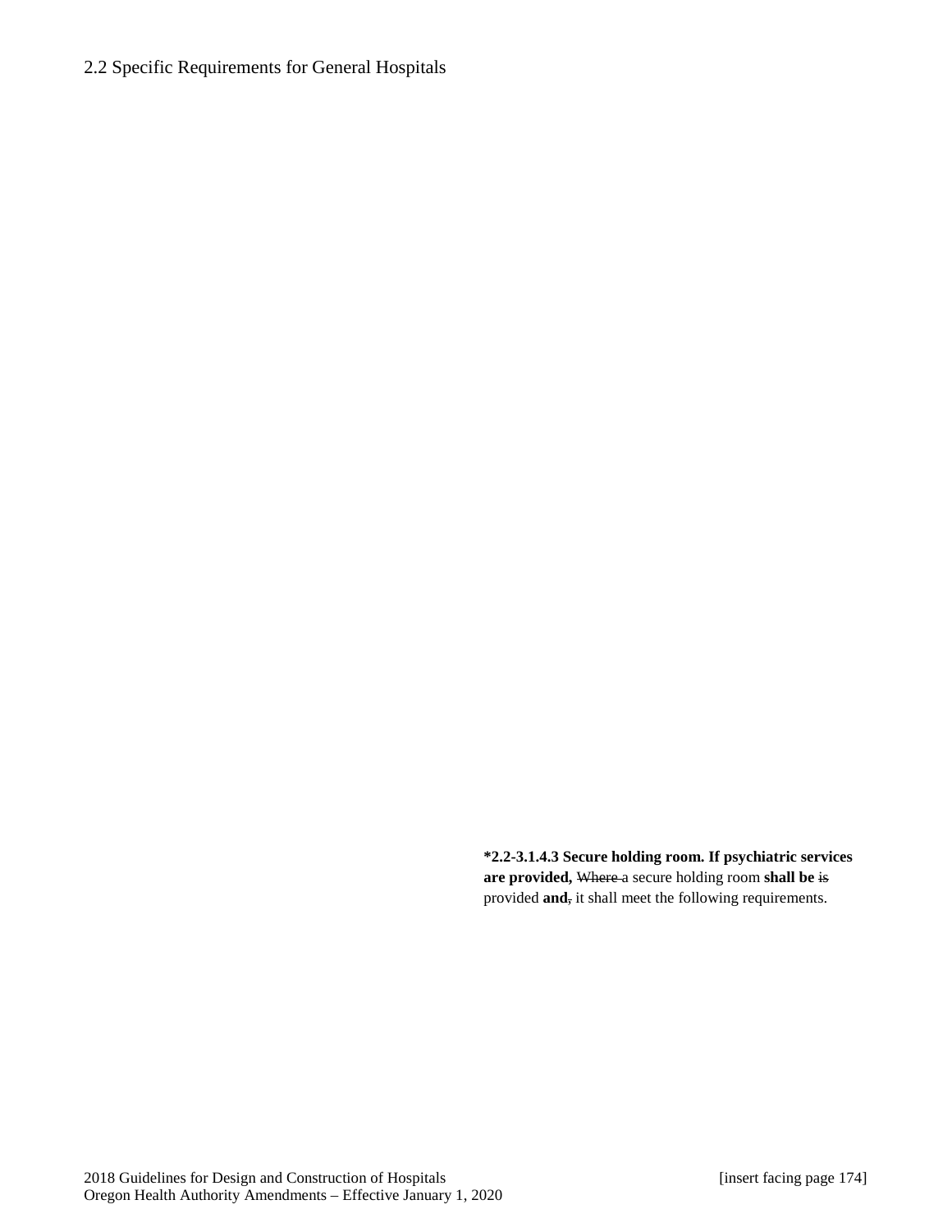**\*2.2-3.1.4.3 Secure holding room. If psychiatric services are provided,** ~~Where~~ a secure holding room **shall be** ~~is~~ provided **and**~~,~~ it shall meet the following requirements.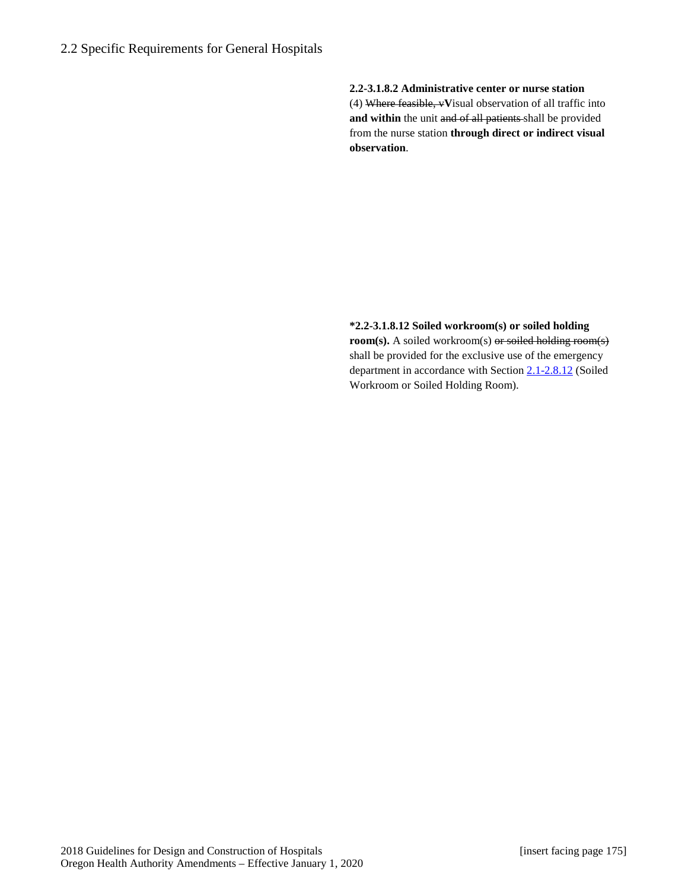**2.2-3.1.8.2 Administrative center or nurse station**

(4) ~~Where feasible, v~~**V**isual observation of all traffic into **and within** the unit ~~and of all patients~~ shall be provided from the nurse station **through direct or indirect visual observation**.

**\*2.2-3.1.8.12 Soiled workroom(s) or soiled holding room(s).** A soiled workroom(s) ~~or soiled holding room(s)~~ shall be provided for the exclusive use of the emergency department in accordance with Section 2.1-2.8.12 (Soiled Workroom or Soiled Holding Room).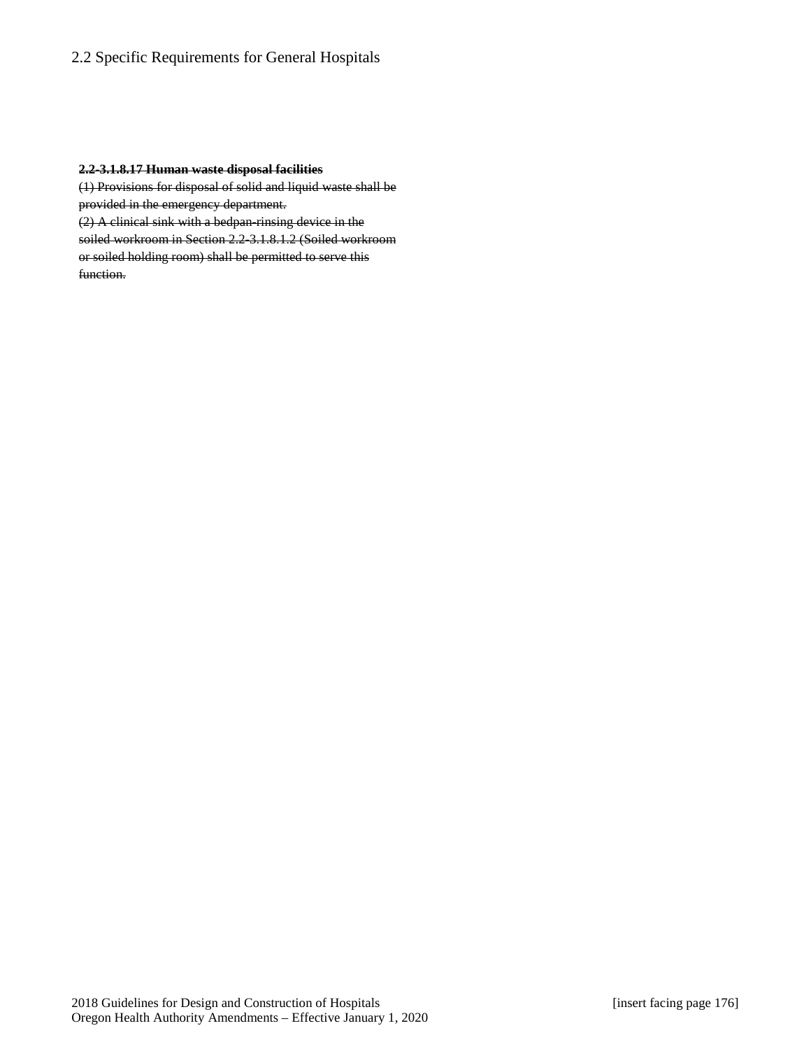~~**2.2-3.1.8.17 Human waste disposal facilities**~~
~~(1) Provisions for disposal of solid and liquid waste shall be provided in the emergency department.~~
~~(2) A clinical sink with a bedpan-rinsing device in the soiled workroom in Section 2.2-3.1.8.1.2 (Soiled workroom or soiled holding room) shall be permitted to serve this function.~~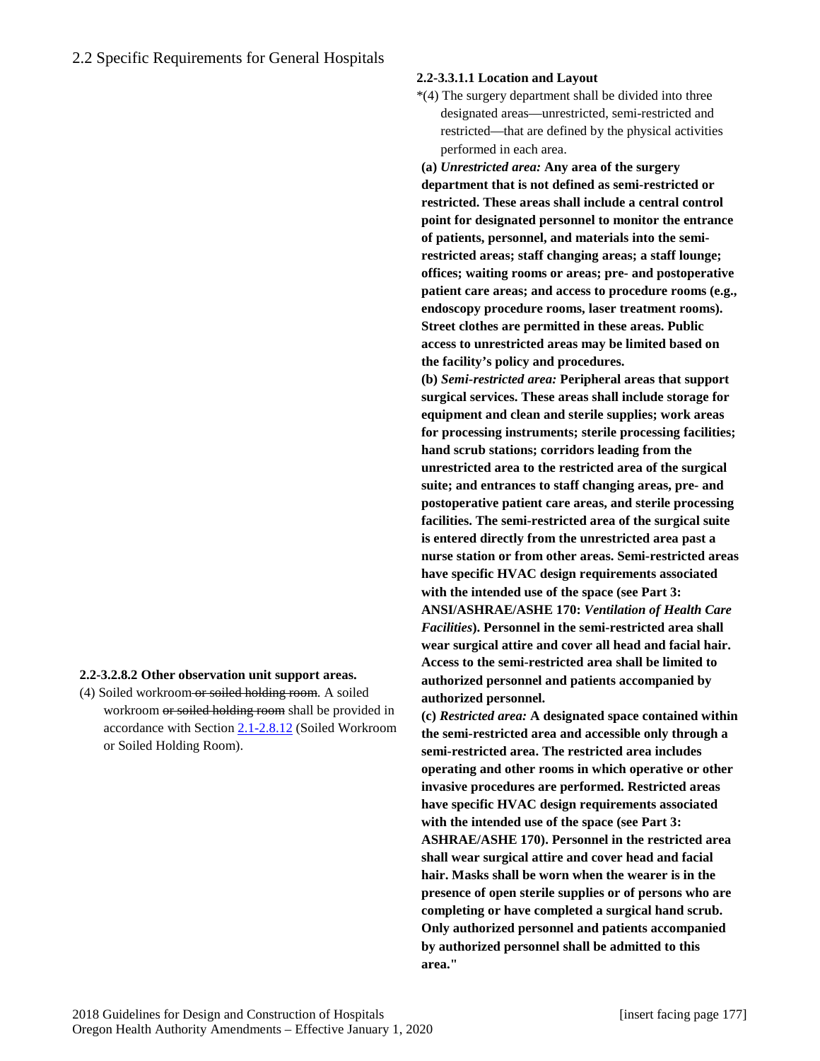## 2.2 Specific Requirements for General Hospitals

**2.2-3.2.8.2 Other observation unit support areas.**

(4) Soiled workroom ~~or soiled holding room~~. A soiled workroom ~~or soiled holding room~~ shall be provided in accordance with Section 2.1-2.8.12 (Soiled Workroom or Soiled Holding Room).

**2.2-3.3.1.1 Location and Layout**

*(4) The surgery department shall be divided into three designated areas—unrestricted, semi-restricted and restricted—that are defined by the physical activities performed in each area.

**(a)** ***Unrestricted area:*** **Any area of the surgery department that is not defined as semi-restricted or restricted. These areas shall include a central control point for designated personnel to monitor the entrance of patients, personnel, and materials into the semi-restricted areas; staff changing areas; a staff lounge; offices; waiting rooms or areas; pre- and postoperative patient care areas; and access to procedure rooms (e.g., endoscopy procedure rooms, laser treatment rooms). Street clothes are permitted in these areas. Public access to unrestricted areas may be limited based on the facility's policy and procedures.**

**(b)** ***Semi-restricted area:*** **Peripheral areas that support surgical services. These areas shall include storage for equipment and clean and sterile supplies; work areas for processing instruments; sterile processing facilities; hand scrub stations; corridors leading from the unrestricted area to the restricted area of the surgical suite; and entrances to staff changing areas, pre- and postoperative patient care areas, and sterile processing facilities. The semi-restricted area of the surgical suite is entered directly from the unrestricted area past a nurse station or from other areas. Semi-restricted areas have specific HVAC design requirements associated with the intended use of the space (see Part 3: ANSI/ASHRAE/ASHE 170:** ***Ventilation of Health Care Facilities*****). Personnel in the semi-restricted area shall wear surgical attire and cover all head and facial hair. Access to the semi-restricted area shall be limited to authorized personnel and patients accompanied by authorized personnel.**

**(c)** ***Restricted area:*** **A designated space contained within the semi-restricted area and accessible only through a semi-restricted area. The restricted area includes operating and other rooms in which operative or other invasive procedures are performed. Restricted areas have specific HVAC design requirements associated with the intended use of the space (see Part 3: ASHRAE/ASHE 170). Personnel in the restricted area shall wear surgical attire and cover head and facial hair. Masks shall be worn when the wearer is in the presence of open sterile supplies or of persons who are completing or have completed a surgical hand scrub. Only authorized personnel and patients accompanied by authorized personnel shall be admitted to this area."**

2018 Guidelines for Design and Construction of Hospitals
Oregon Health Authority Amendments – Effective January 1, 2020

[insert facing page 177]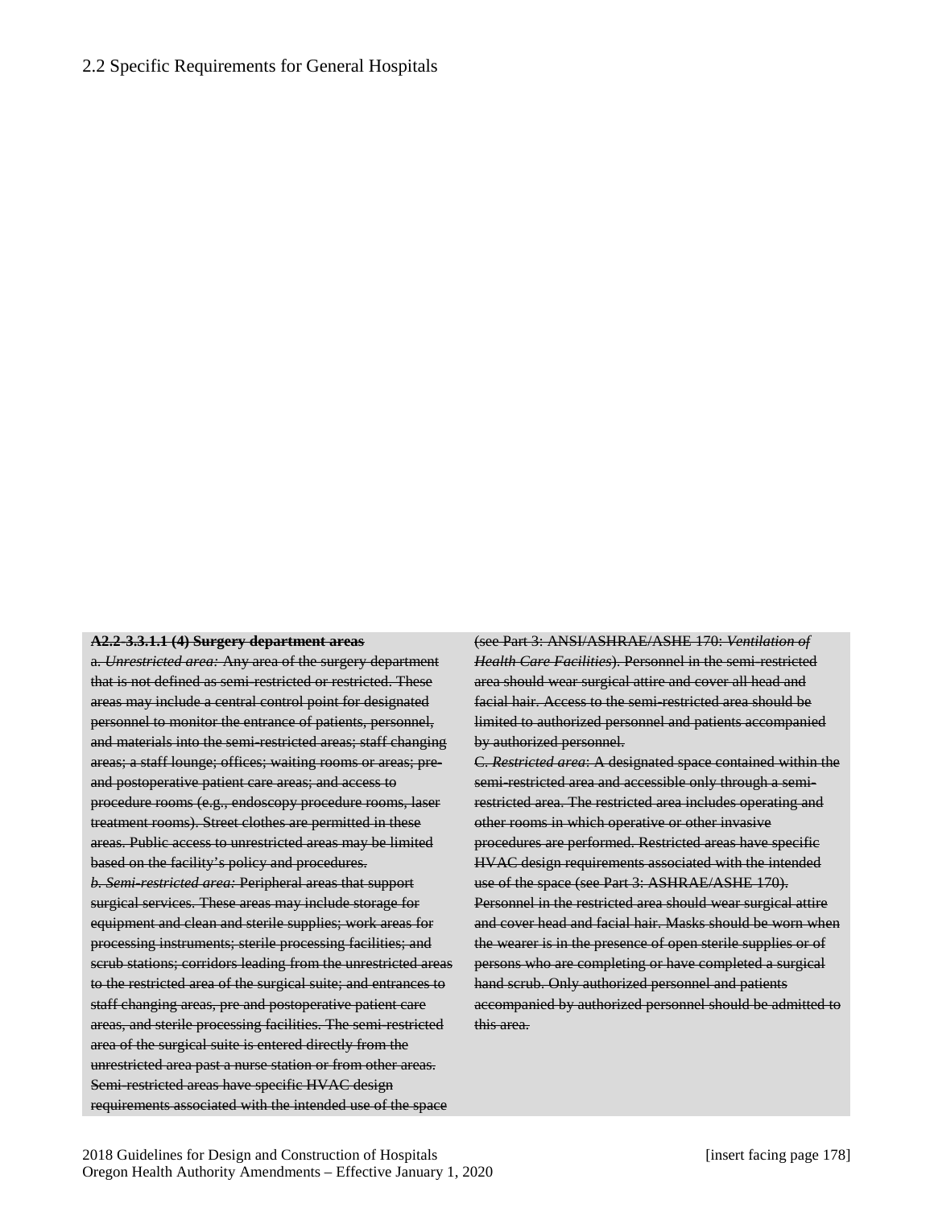~~**A2.2-3.3.1.1 (4) Surgery department areas**~~

~~a. *Unrestricted area:* Any area of the surgery department that is not defined as semi-restricted or restricted. These areas may include a central control point for designated personnel to monitor the entrance of patients, personnel, and materials into the semi-restricted areas; staff changing areas; a staff lounge; offices; waiting rooms or areas; pre- and postoperative patient care areas; and access to procedure rooms (e.g., endoscopy procedure rooms, laser treatment rooms). Street clothes are permitted in these areas. Public access to unrestricted areas may be limited based on the facility's policy and procedures.~~

~~*b. Semi-restricted area:* Peripheral areas that support surgical services. These areas may include storage for equipment and clean and sterile supplies; work areas for processing instruments; sterile processing facilities; and scrub stations; corridors leading from the unrestricted areas to the restricted area of the surgical suite; and entrances to staff changing areas, pre and postoperative patient care areas, and sterile processing facilities. The semi-restricted area of the surgical suite is entered directly from the unrestricted area past a nurse station or from other areas. Semi-restricted areas have specific HVAC design requirements associated with the intended use of the space (see Part 3: ANSI/ASHRAE/ASHE 170: *Ventilation of Health Care Facilities*). Personnel in the semi-restricted area should wear surgical attire and cover all head and facial hair. Access to the semi-restricted area should be limited to authorized personnel and patients accompanied by authorized personnel.~~

~~C. *Restricted area*: A designated space contained within the semi-restricted area and accessible only through a semi-restricted area. The restricted area includes operating and other rooms in which operative or other invasive procedures are performed. Restricted areas have specific HVAC design requirements associated with the intended use of the space (see Part 3: ASHRAE/ASHE 170). Personnel in the restricted area should wear surgical attire and cover head and facial hair. Masks should be worn when the wearer is in the presence of open sterile supplies or of persons who are completing or have completed a surgical hand scrub. Only authorized personnel and patients accompanied by authorized personnel should be admitted to this area.~~

[insert facing page 178]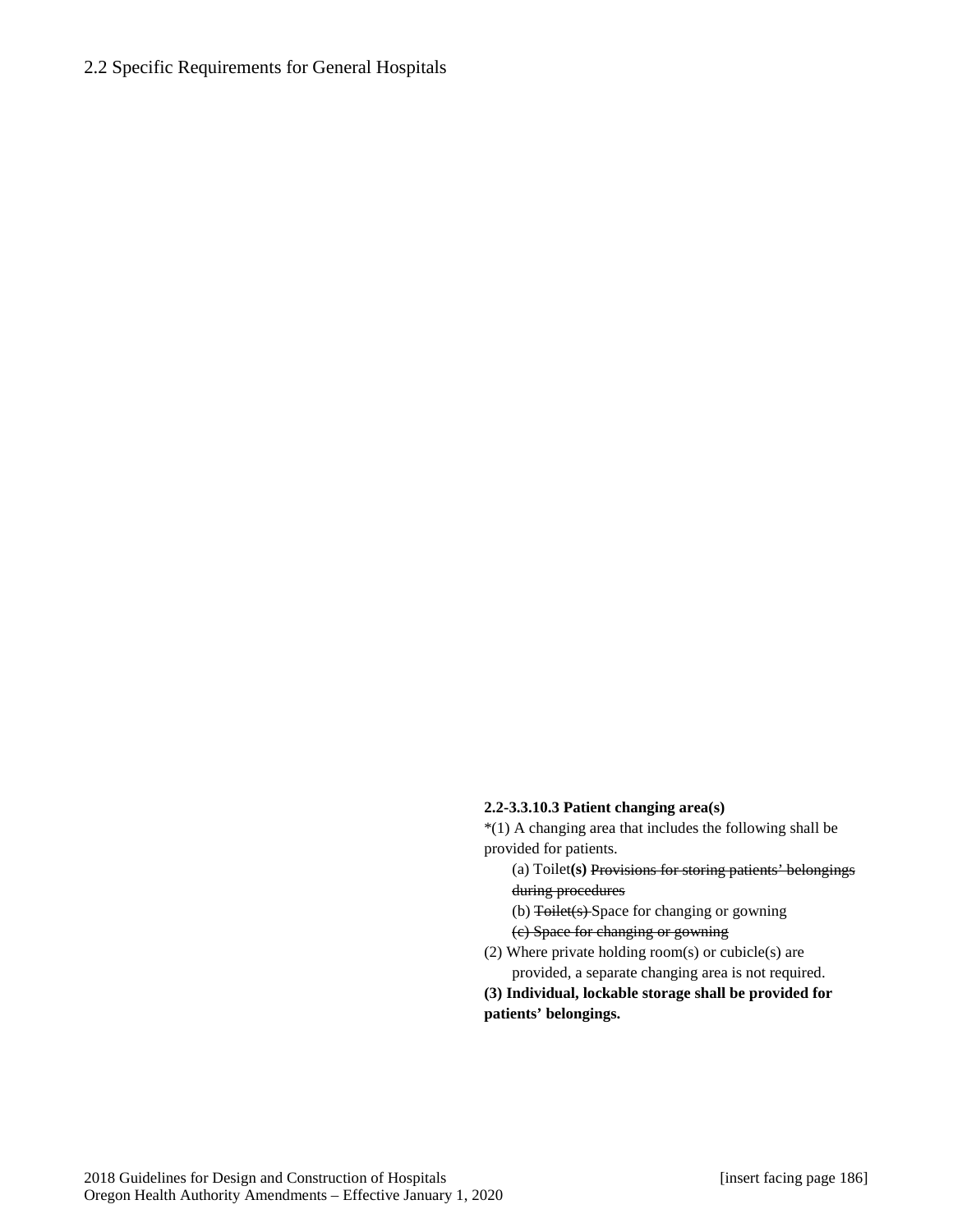**2.2-3.3.10.3 Patient changing area(s)**

*(1) A changing area that includes the following shall be provided for patients.

- (a) Toilet**(s)** ~~Provisions for storing patients' belongings during procedures~~
- (b) ~~Toilet(s)~~ Space for changing or gowning
- ~~(c) Space for changing or gowning~~

(2) Where private holding room(s) or cubicle(s) are provided, a separate changing area is not required.

**(3) Individual, lockable storage shall be provided for patients' belongings.**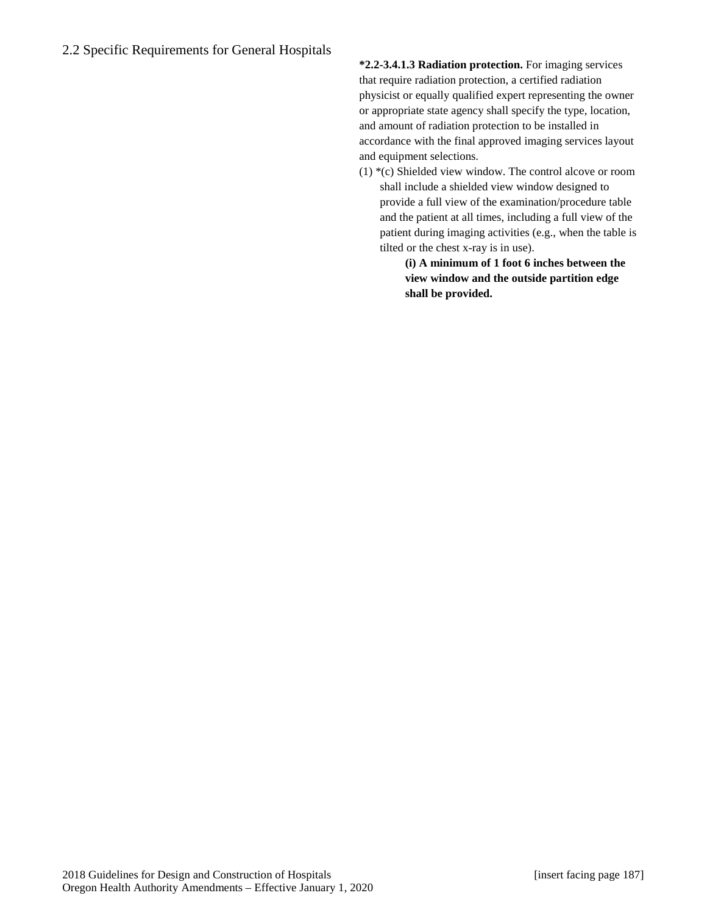## 2.2 Specific Requirements for General Hospitals

**\*2.2-3.4.1.3 Radiation protection.** For imaging services that require radiation protection, a certified radiation physicist or equally qualified expert representing the owner or appropriate state agency shall specify the type, location, and amount of radiation protection to be installed in accordance with the final approved imaging services layout and equipment selections.

(1) \*(c) Shielded view window. The control alcove or room shall include a shielded view window designed to provide a full view of the examination/procedure table and the patient at all times, including a full view of the patient during imaging activities (e.g., when the table is tilted or the chest x-ray is in use).

> **(i) A minimum of 1 foot 6 inches between the view window and the outside partition edge shall be provided.**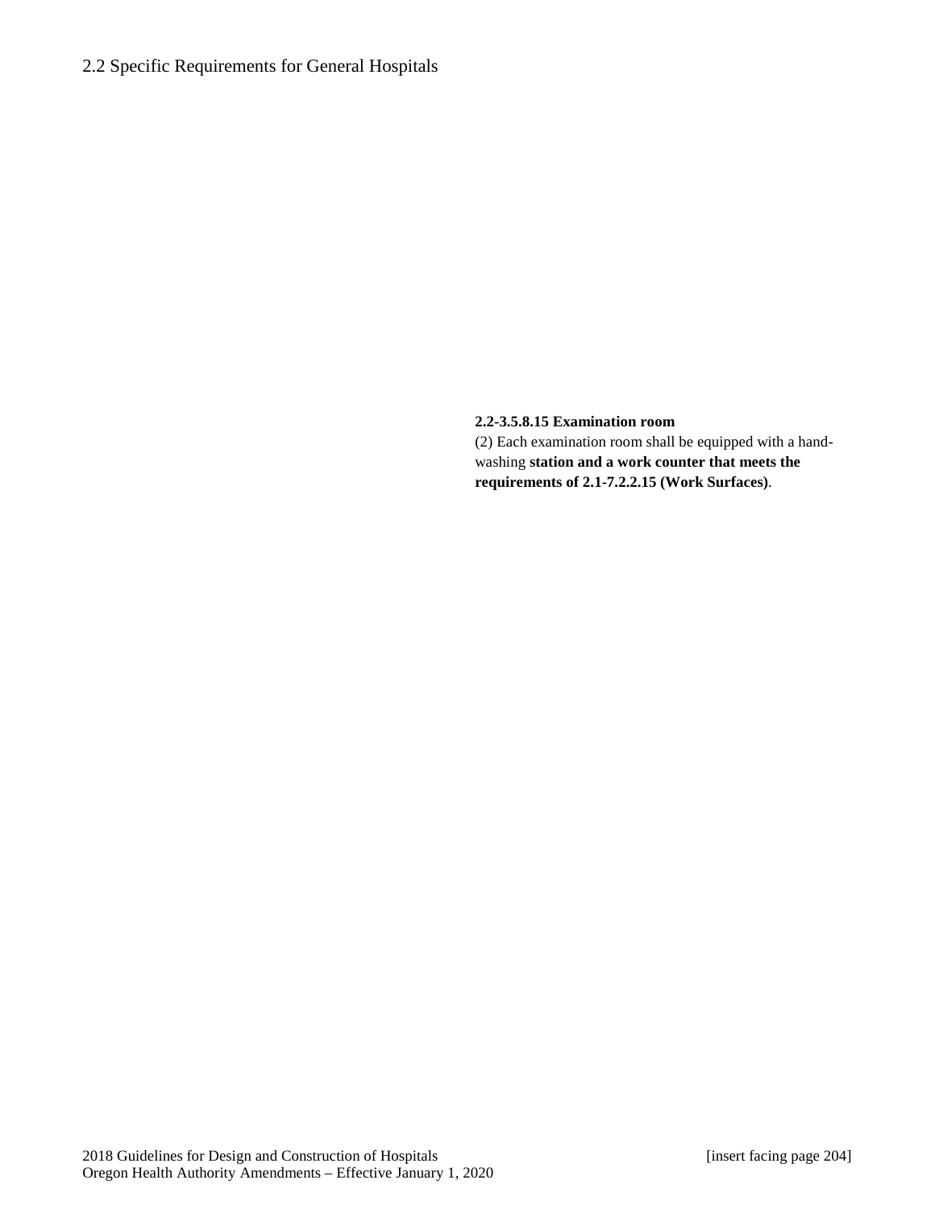**2.2-3.5.8.15 Examination room**

(2) Each examination room shall be equipped with a hand-washing **station and a work counter that meets the requirements of 2.1-7.2.2.15 (Work Surfaces)**.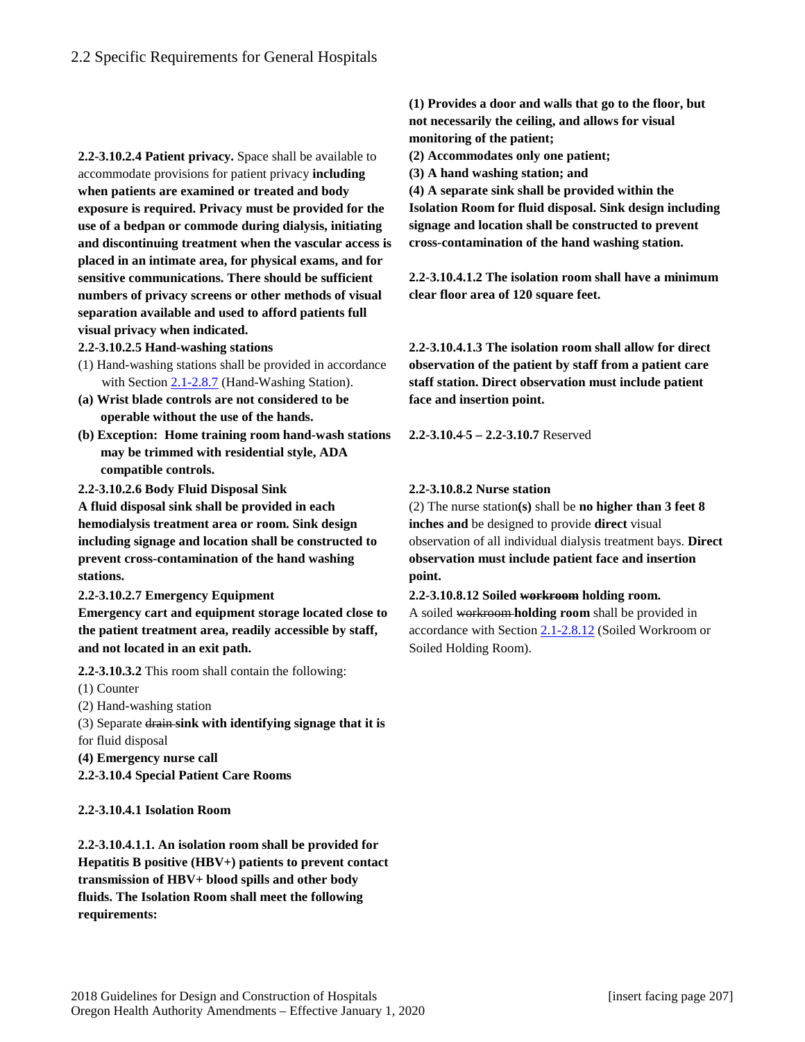**2.2-3.10.2.4 Patient privacy.** Space shall be available to accommodate provisions for patient privacy **including when patients are examined or treated and body exposure is required. Privacy must be provided for the use of a bedpan or commode during dialysis, initiating and discontinuing treatment when the vascular access is placed in an intimate area, for physical exams, and for sensitive communications. There should be sufficient numbers of privacy screens or other methods of visual separation available and used to afford patients full visual privacy when indicated.**

**2.2-3.10.2.5 Hand-washing stations**

(1) Hand-washing stations shall be provided in accordance with Section 2.1-2.8.7 (Hand-Washing Station).

**(a) Wrist blade controls are not considered to be operable without the use of the hands.**

**(b) Exception: Home training room hand-wash stations may be trimmed with residential style, ADA compatible controls.**

**2.2-3.10.2.6 Body Fluid Disposal Sink**

**A fluid disposal sink shall be provided in each hemodialysis treatment area or room. Sink design including signage and location shall be constructed to prevent cross-contamination of the hand washing stations.**

**2.2-3.10.2.7 Emergency Equipment**

**Emergency cart and equipment storage located close to the patient treatment area, readily accessible by staff, and not located in an exit path.**

**2.2-3.10.3.2** This room shall contain the following:

(1) Counter

(2) Hand-washing station

(3) Separate ~~drain~~ **sink with identifying signage that it is** for fluid disposal

**(4) Emergency nurse call**

**2.2-3.10.4 Special Patient Care Rooms**

**2.2-3.10.4.1 Isolation Room**

**2.2-3.10.4.1.1. An isolation room shall be provided for Hepatitis B positive (HBV+) patients to prevent contact transmission of HBV+ blood spills and other body fluids. The Isolation Room shall meet the following requirements:**

**(1) Provides a door and walls that go to the floor, but not necessarily the ceiling, and allows for visual monitoring of the patient;**

**(2) Accommodates only one patient;**

**(3) A hand washing station; and**

**(4) A separate sink shall be provided within the Isolation Room for fluid disposal. Sink design including signage and location shall be constructed to prevent cross-contamination of the hand washing station.**

**2.2-3.10.4.1.2 The isolation room shall have a minimum clear floor area of 120 square feet.**

**2.2-3.10.4.1.3 The isolation room shall allow for direct observation of the patient by staff from a patient care staff station. Direct observation must include patient face and insertion point.**

**2.2-3.10.~~4~~ 5 – 2.2-3.10.7** Reserved

**2.2-3.10.8.2 Nurse station**

(2) The nurse station**(s)** shall be **no higher than 3 feet 8 inches and** be designed to provide **direct** visual observation of all individual dialysis treatment bays. **Direct observation must include patient face and insertion point.**

**2.2-3.10.8.12 Soiled ~~workroom~~ holding room.**

A soiled ~~workroom~~ **holding room** shall be provided in accordance with Section 2.1-2.8.12 (Soiled Workroom or Soiled Holding Room).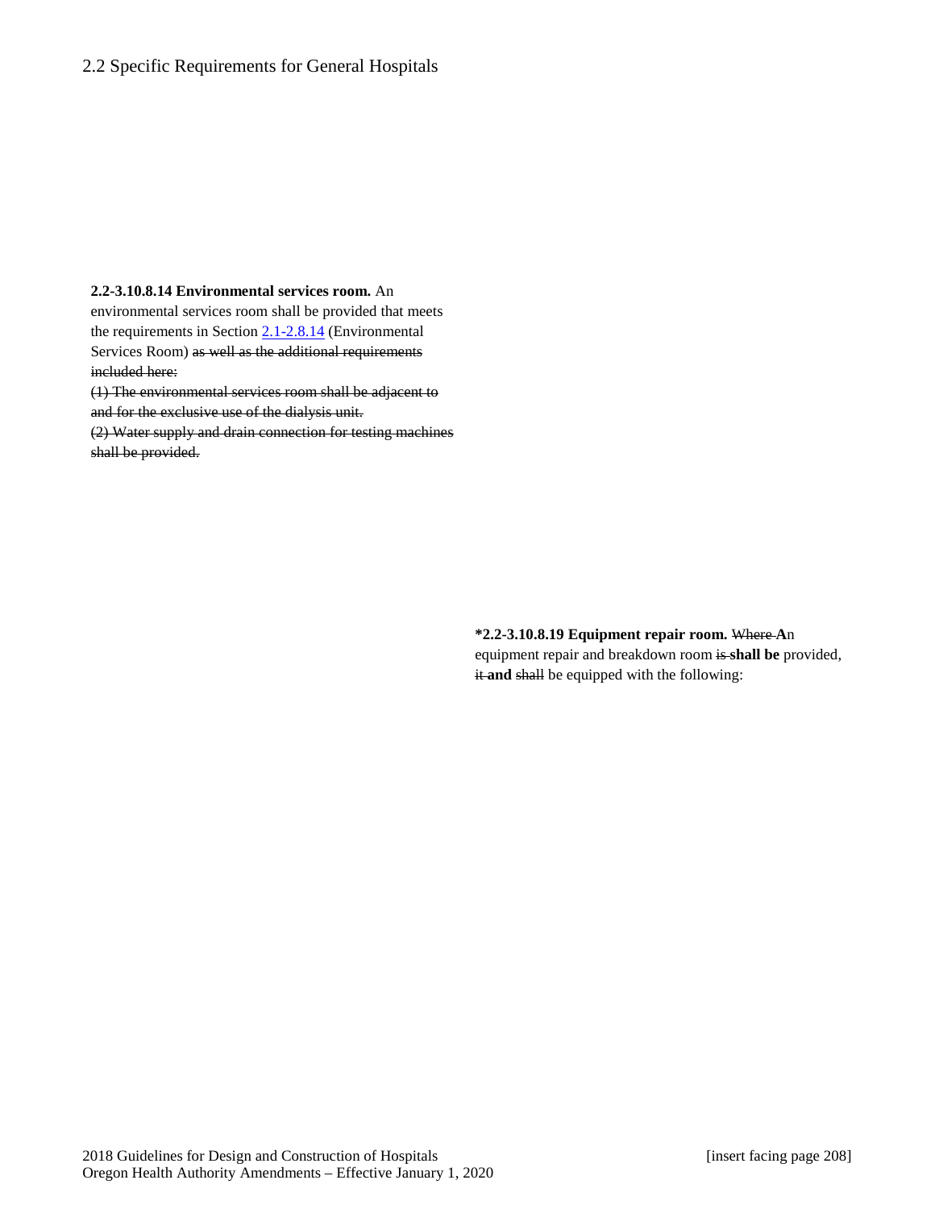**2.2-3.10.8.14 Environmental services room.** An environmental services room shall be provided that meets the requirements in Section 2.1-2.8.14 (Environmental Services Room) ~~as well as the additional requirements included here:~~

~~(1) The environmental services room shall be adjacent to and for the exclusive use of the dialysis unit.~~

~~(2) Water supply and drain connection for testing machines shall be provided.~~

***2.2-3.10.8.19 Equipment repair room.** ~~Where~~ **A**n equipment repair and breakdown room ~~is~~ **shall be** provided, ~~it~~ **and** ~~shall~~ be equipped with the following: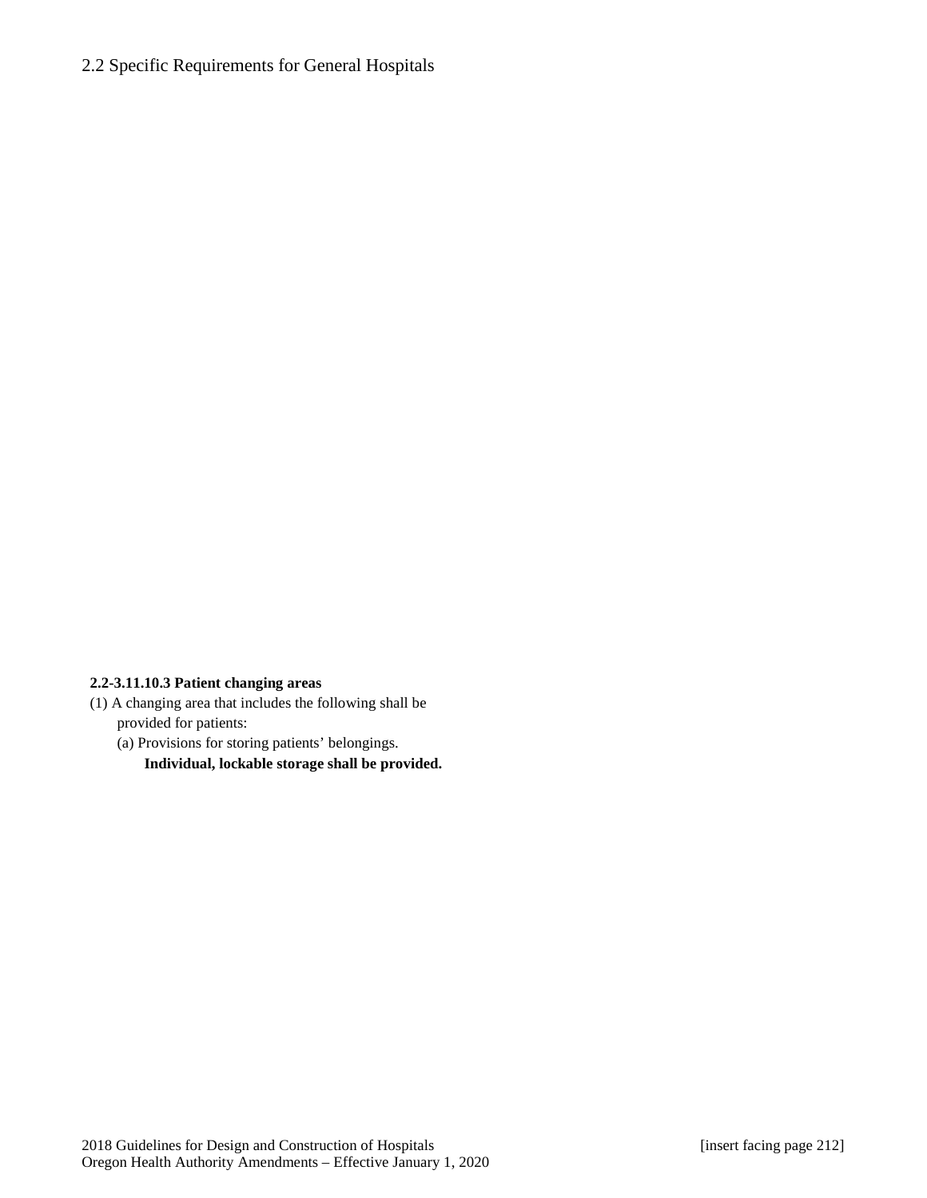**2.2-3.11.10.3 Patient changing areas**

(1) A changing area that includes the following shall be provided for patients:

(a) Provisions for storing patients' belongings. **Individual, lockable storage shall be provided.**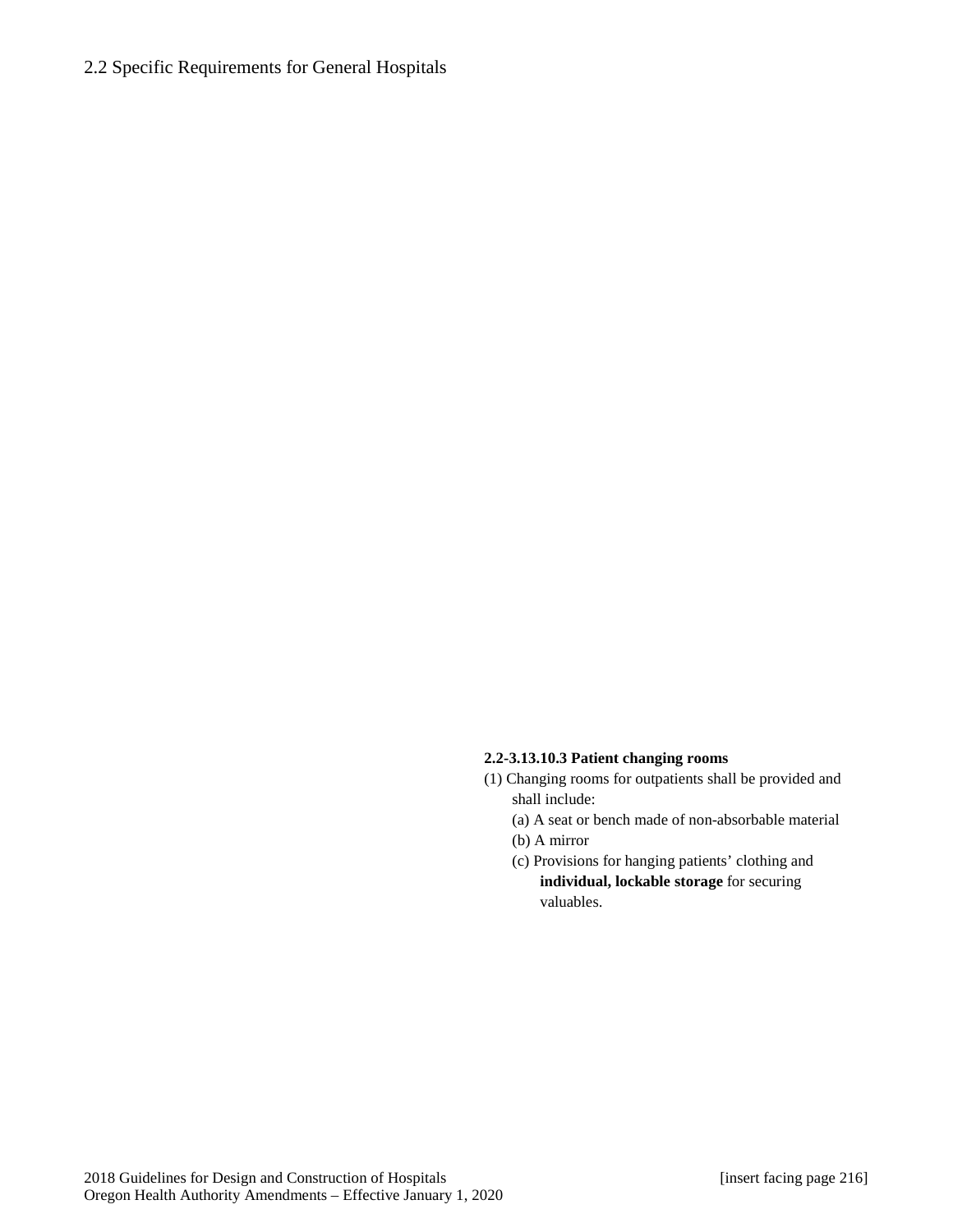**2.2-3.13.10.3 Patient changing rooms**

(1) Changing rooms for outpatients shall be provided and shall include:

- (a) A seat or bench made of non-absorbable material
- (b) A mirror
- (c) Provisions for hanging patients' clothing and **individual, lockable storage** for securing valuables.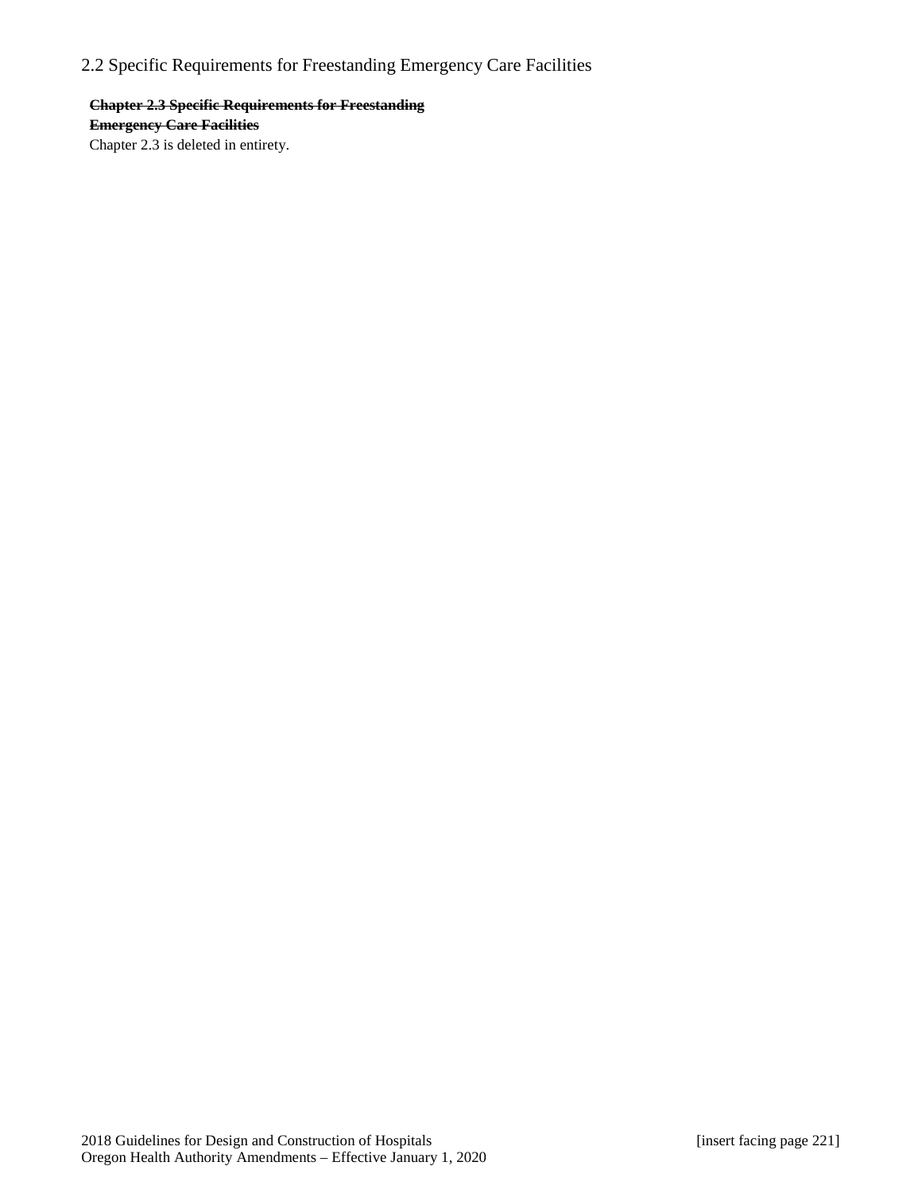## 2.2 Specific Requirements for Freestanding Emergency Care Facilities

~~**Chapter 2.3 Specific Requirements for Freestanding Emergency Care Facilities**~~

Chapter 2.3 is deleted in entirety.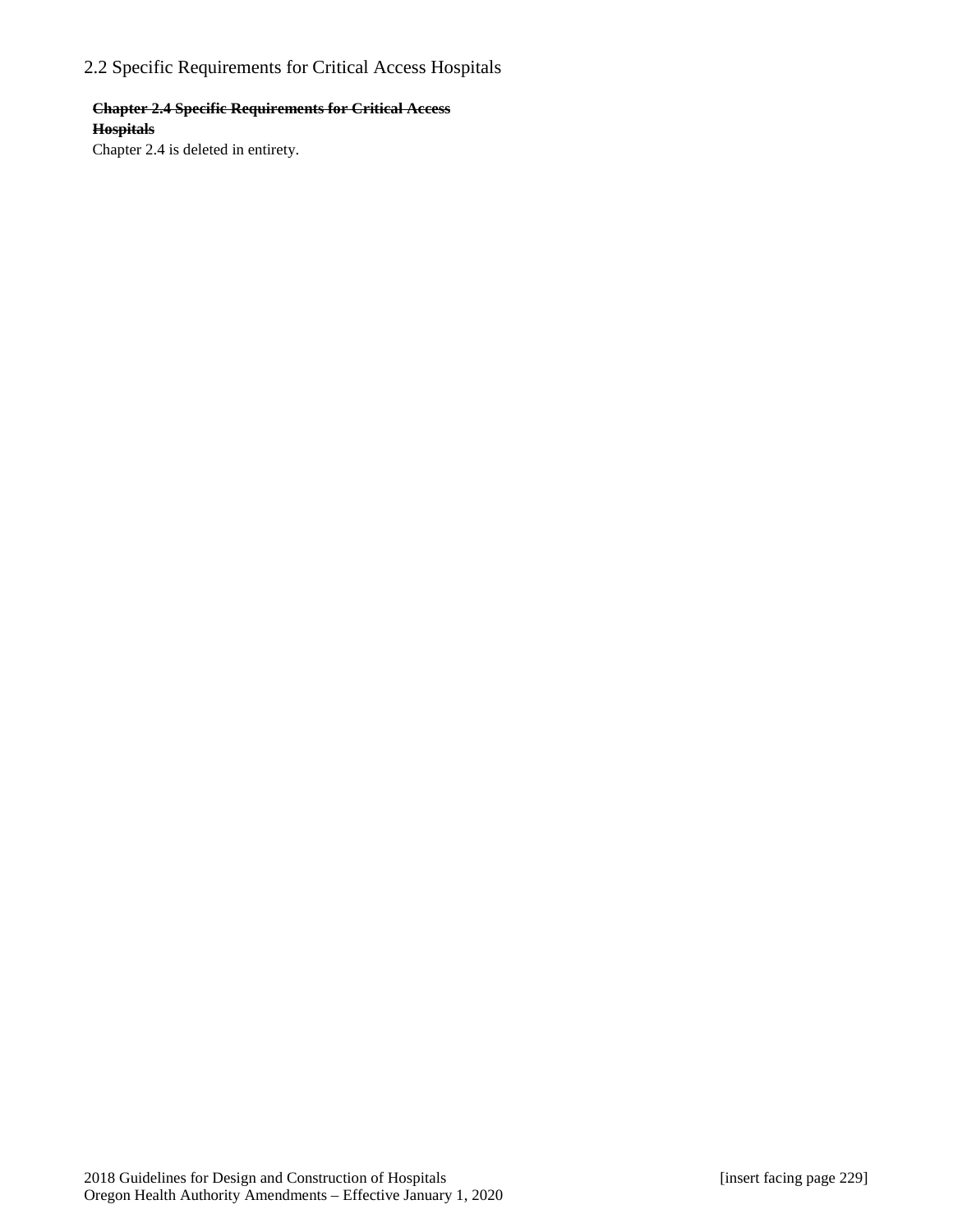## 2.2 Specific Requirements for Critical Access Hospitals

~~**Chapter 2.4 Specific Requirements for Critical Access Hospitals**~~

Chapter 2.4 is deleted in entirety.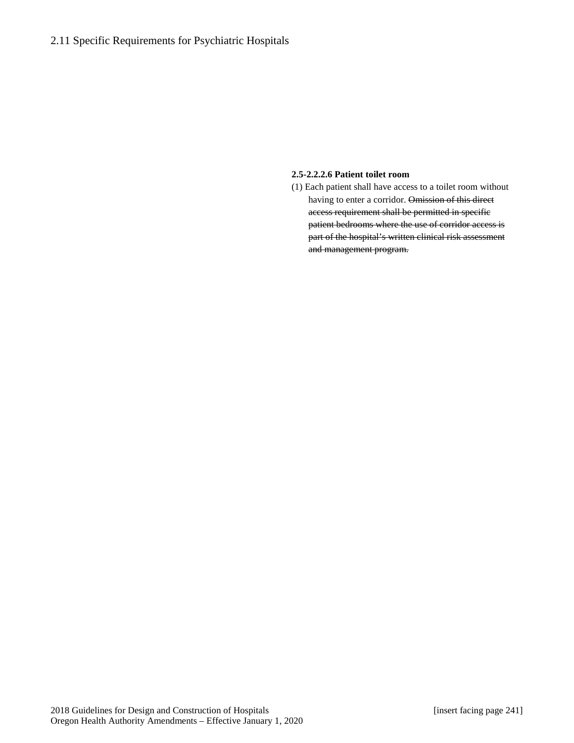## 2.11 Specific Requirements for Psychiatric Hospitals

**2.5-2.2.2.6 Patient toilet room**

(1) Each patient shall have access to a toilet room without having to enter a corridor. ~~Omission of this direct access requirement shall be permitted in specific patient bedrooms where the use of corridor access is part of the hospital's written clinical risk assessment and management program.~~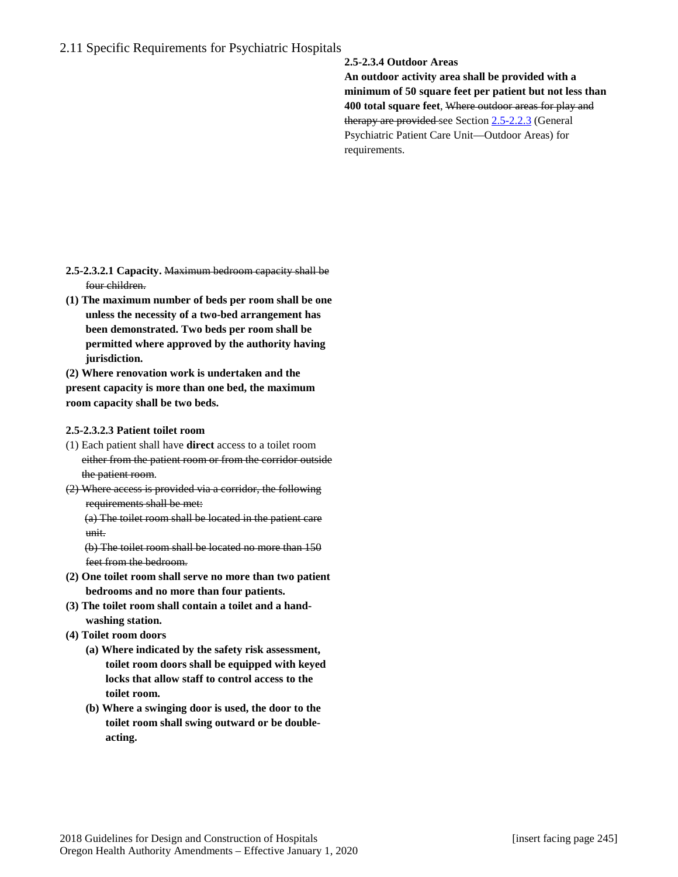## 2.11 Specific Requirements for Psychiatric Hospitals

**2.5-2.3.4 Outdoor Areas**

**An outdoor activity area shall be provided with a minimum of 50 square feet per patient but not less than 400 total square feet**, ~~Where outdoor areas for play and therapy are provided~~ see Section 2.5-2.2.3 (General Psychiatric Patient Care Unit—Outdoor Areas) for requirements.

**2.5-2.3.2.1 Capacity.** ~~Maximum bedroom capacity shall be four children.~~

**(1) The maximum number of beds per room shall be one unless the necessity of a two-bed arrangement has been demonstrated. Two beds per room shall be permitted where approved by the authority having jurisdiction.**

**(2) Where renovation work is undertaken and the present capacity is more than one bed, the maximum room capacity shall be two beds.**

**2.5-2.3.2.3 Patient toilet room**

(1) Each patient shall have **direct** access to a toilet room ~~either from the patient room or from the corridor outside the patient room~~.

~~(2) Where access is provided via a corridor, the following requirements shall be met:~~

~~(a) The toilet room shall be located in the patient care unit.~~

~~(b) The toilet room shall be located no more than 150 feet from the bedroom.~~

**(2) One toilet room shall serve no more than two patient bedrooms and no more than four patients.**

**(3) The toilet room shall contain a toilet and a hand-washing station.**

**(4) Toilet room doors**

**(a) Where indicated by the safety risk assessment, toilet room doors shall be equipped with keyed locks that allow staff to control access to the toilet room.**

**(b) Where a swinging door is used, the door to the toilet room shall swing outward or be double-acting.**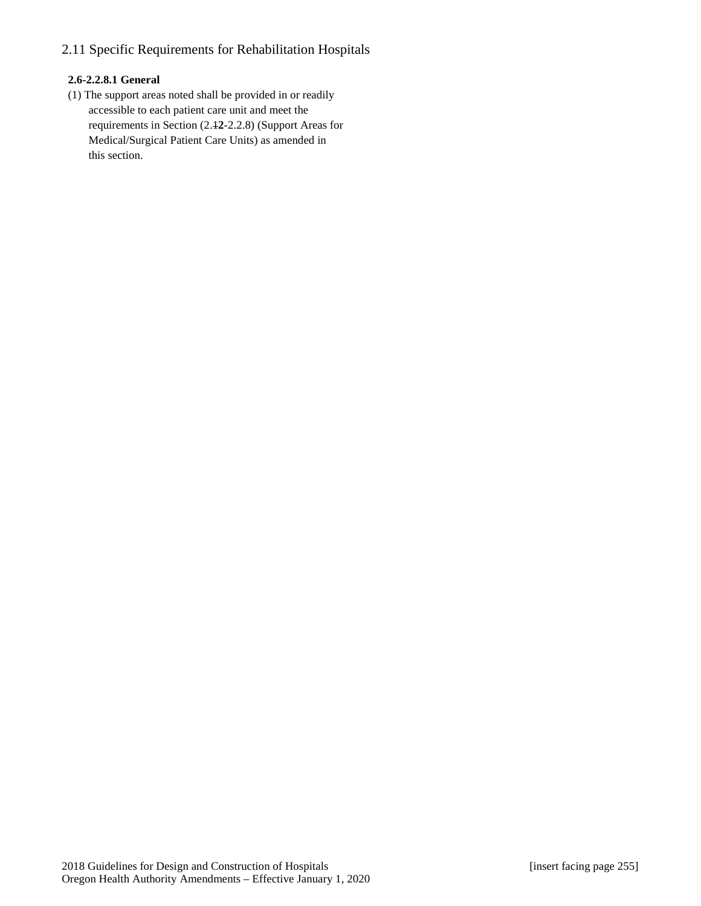## 2.11 Specific Requirements for Rehabilitation Hospitals

**2.6-2.2.8.1 General**

(1) The support areas noted shall be provided in or readily accessible to each patient care unit and meet the requirements in Section (2.~~1~~**2**-2.2.8) (Support Areas for Medical/Surgical Patient Care Units) as amended in this section.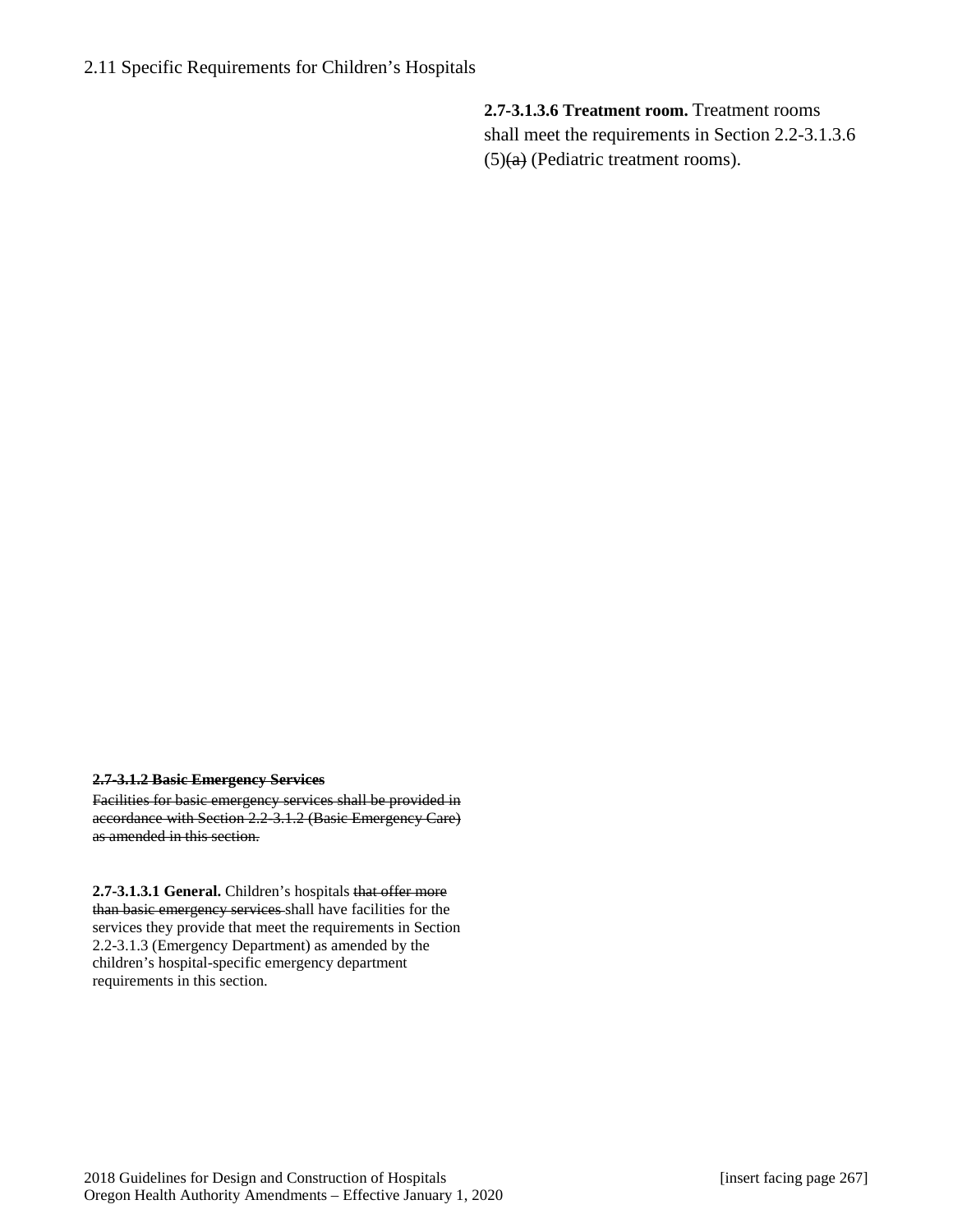2.11 Specific Requirements for Children's Hospitals

**2.7-3.1.3.6 Treatment room.** Treatment rooms shall meet the requirements in Section 2.2-3.1.3.6 (5)~~(a)~~ (Pediatric treatment rooms).

~~**2.7-3.1.2 Basic Emergency Services**~~

~~Facilities for basic emergency services shall be provided in accordance with Section 2.2-3.1.2 (Basic Emergency Care) as amended in this section.~~

**2.7-3.1.3.1 General.** Children's hospitals ~~that offer more than basic emergency services~~ shall have facilities for the services they provide that meet the requirements in Section 2.2-3.1.3 (Emergency Department) as amended by the children's hospital-specific emergency department requirements in this section.

2018 Guidelines for Design and Construction of Hospitals [insert facing page 267]
Oregon Health Authority Amendments – Effective January 1, 2020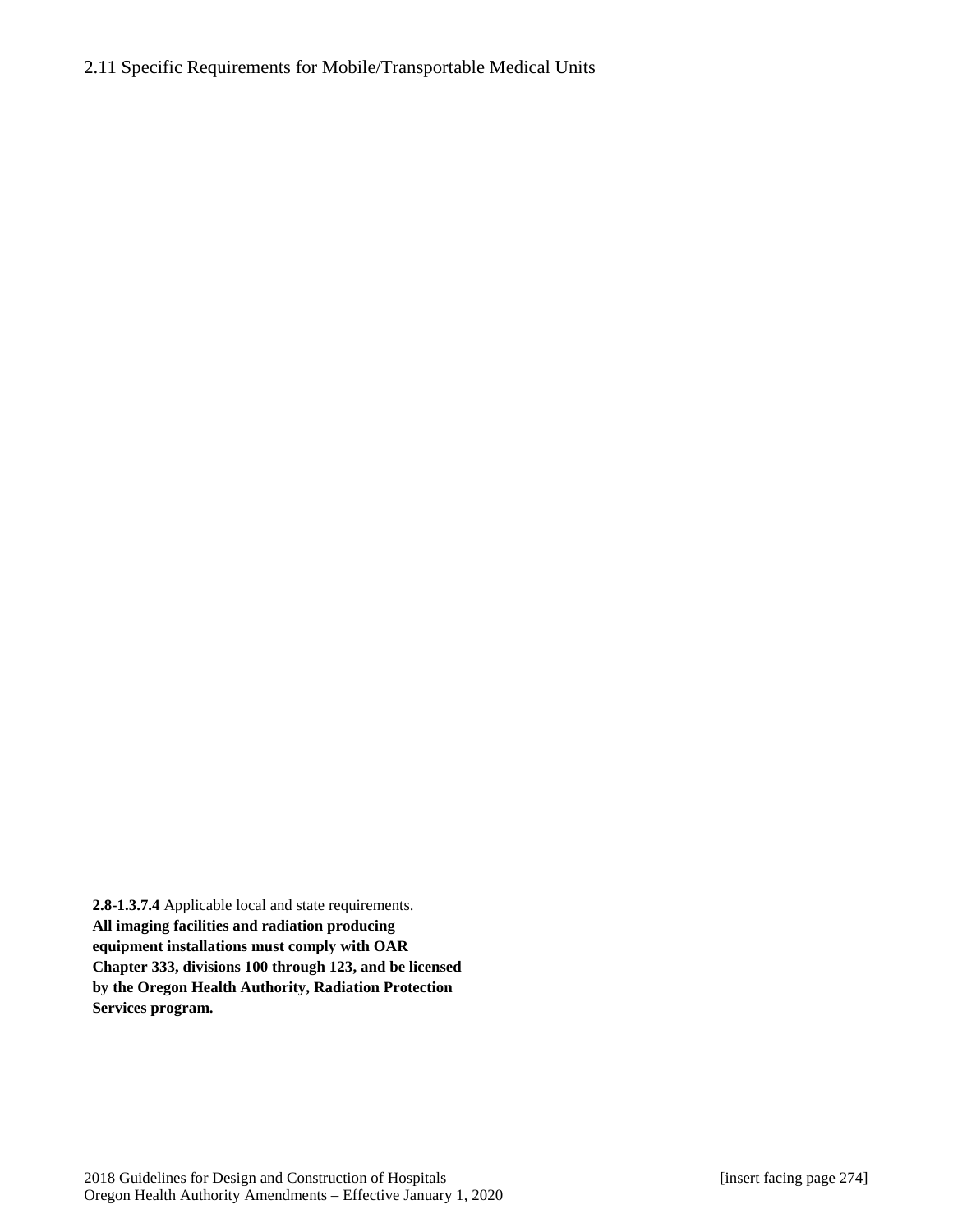2.11 Specific Requirements for Mobile/Transportable Medical Units

**2.8-1.3.7.4** Applicable local and state requirements. **All imaging facilities and radiation producing equipment installations must comply with OAR Chapter 333, divisions 100 through 123, and be licensed by the Oregon Health Authority, Radiation Protection Services program.**